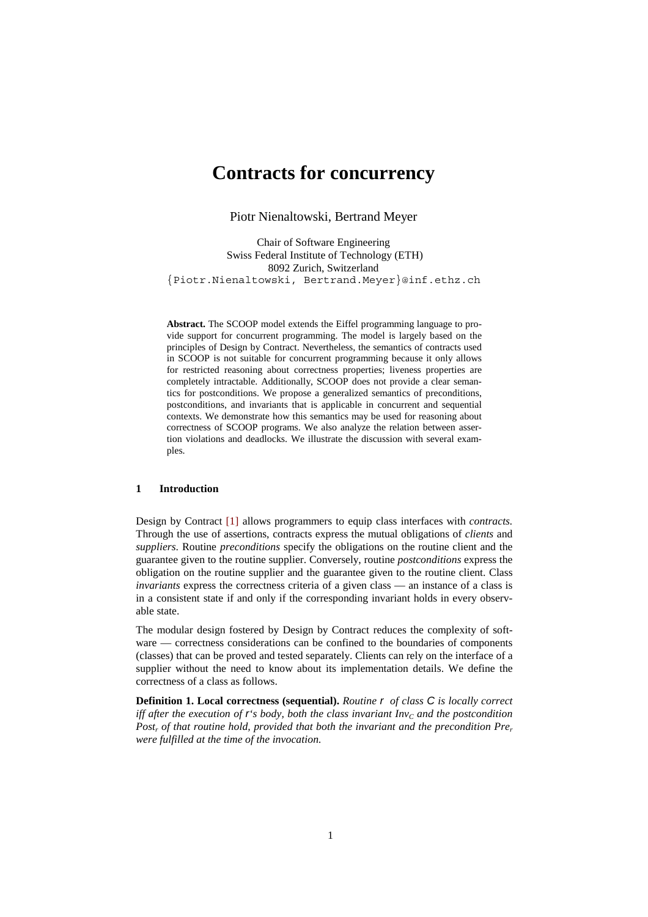# Contracts for concurrency

Piotr Nienaltowski, Bertrand Meyer

Chair of Software Engineering
Swiss Federal Institute of Technology (ETH)
8092 Zurich, Switzerland
{Piotr.Nienaltowski, Bertrand.Meyer}@inf.ethz.ch

**Abstract.** The SCOOP model extends the Eiffel programming language to provide support for concurrent programming. The model is largely based on the principles of Design by Contract. Nevertheless, the semantics of contracts used in SCOOP is not suitable for concurrent programming because it only allows for restricted reasoning about correctness properties; liveness properties are completely intractable. Additionally, SCOOP does not provide a clear semantics for postconditions. We propose a generalized semantics of preconditions, postconditions, and invariants that is applicable in concurrent and sequential contexts. We demonstrate how this semantics may be used for reasoning about correctness of SCOOP programs. We also analyze the relation between assertion violations and deadlocks. We illustrate the discussion with several examples.

## 1 Introduction

Design by Contract [1] allows programmers to equip class interfaces with *contracts*. Through the use of assertions, contracts express the mutual obligations of *clients* and *suppliers*. Routine *preconditions* specify the obligations on the routine client and the guarantee given to the routine supplier. Conversely, routine *postconditions* express the obligation on the routine supplier and the guarantee given to the routine client. Class *invariants* express the correctness criteria of a given class — an instance of a class is in a consistent state if and only if the corresponding invariant holds in every observable state.

The modular design fostered by Design by Contract reduces the complexity of software — correctness considerations can be confined to the boundaries of components (classes) that can be proved and tested separately. Clients can rely on the interface of a supplier without the need to know about its implementation details. We define the correctness of a class as follows.

**Definition 1. Local correctness (sequential).** *Routine* `r` *of class* `C` *is locally correct iff after the execution of* `r`*'s body, both the class invariant* $Inv_C$ *and the postcondition* $Post_r$ *of that routine hold, provided that both the invariant and the precondition* $Pre_r$ *were fulfilled at the time of the invocation.*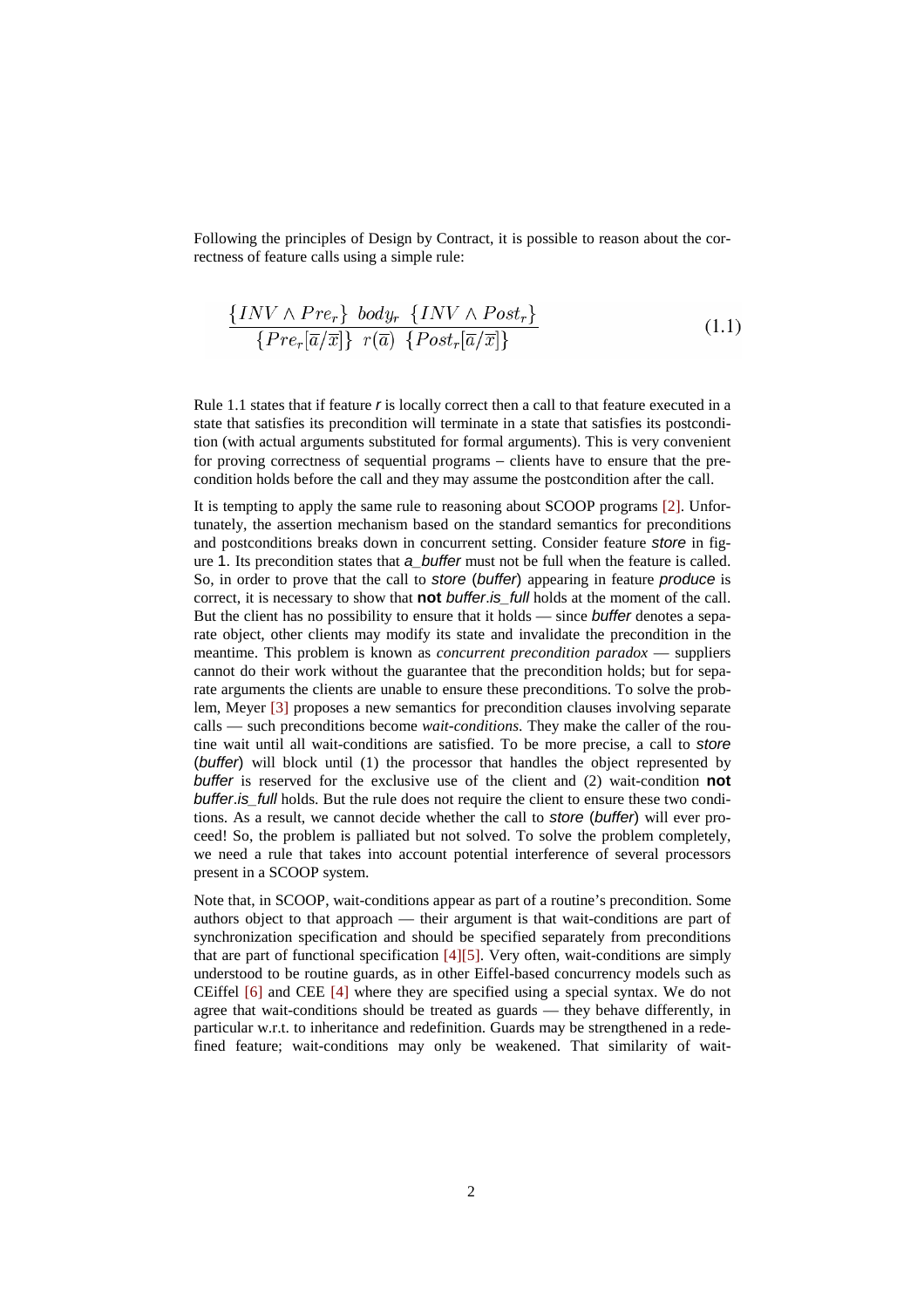Following the principles of Design by Contract, it is possible to reason about the correctness of feature calls using a simple rule:

$$\frac{\{INV \wedge Pre_r\}\ body_r\ \{INV \wedge Post_r\}}{\{Pre_r[\overline{a}/\overline{x}]\}\ r(\overline{a})\ \{Post_r[\overline{a}/\overline{x}]\}} \tag{1.1}$$

Rule 1.1 states that if feature *r* is locally correct then a call to that feature executed in a state that satisfies its precondition will terminate in a state that satisfies its postcondition (with actual arguments substituted for formal arguments). This is very convenient for proving correctness of sequential programs – clients have to ensure that the precondition holds before the call and they may assume the postcondition after the call.

It is tempting to apply the same rule to reasoning about SCOOP programs [2]. Unfortunately, the assertion mechanism based on the standard semantics for preconditions and postconditions breaks down in concurrent setting. Consider feature *store* in figure 1. Its precondition states that *a_buffer* must not be full when the feature is called. So, in order to prove that the call to *store* (*buffer*) appearing in feature *produce* is correct, it is necessary to show that **not** *buffer.is_full* holds at the moment of the call. But the client has no possibility to ensure that it holds — since *buffer* denotes a separate object, other clients may modify its state and invalidate the precondition in the meantime. This problem is known as *concurrent precondition paradox* — suppliers cannot do their work without the guarantee that the precondition holds; but for separate arguments the clients are unable to ensure these preconditions. To solve the problem, Meyer [3] proposes a new semantics for precondition clauses involving separate calls — such preconditions become *wait-conditions*. They make the caller of the routine wait until all wait-conditions are satisfied. To be more precise, a call to *store* (*buffer*) will block until (1) the processor that handles the object represented by *buffer* is reserved for the exclusive use of the client and (2) wait-condition **not** *buffer.is_full* holds. But the rule does not require the client to ensure these two conditions. As a result, we cannot decide whether the call to *store* (*buffer*) will ever proceed! So, the problem is palliated but not solved. To solve the problem completely, we need a rule that takes into account potential interference of several processors present in a SCOOP system.

Note that, in SCOOP, wait-conditions appear as part of a routine's precondition. Some authors object to that approach — their argument is that wait-conditions are part of synchronization specification and should be specified separately from preconditions that are part of functional specification [4][5]. Very often, wait-conditions are simply understood to be routine guards, as in other Eiffel-based concurrency models such as CEiffel [6] and CEE [4] where they are specified using a special syntax. We do not agree that wait-conditions should be treated as guards — they behave differently, in particular w.r.t. to inheritance and redefinition. Guards may be strengthened in a redefined feature; wait-conditions may only be weakened. That similarity of wait-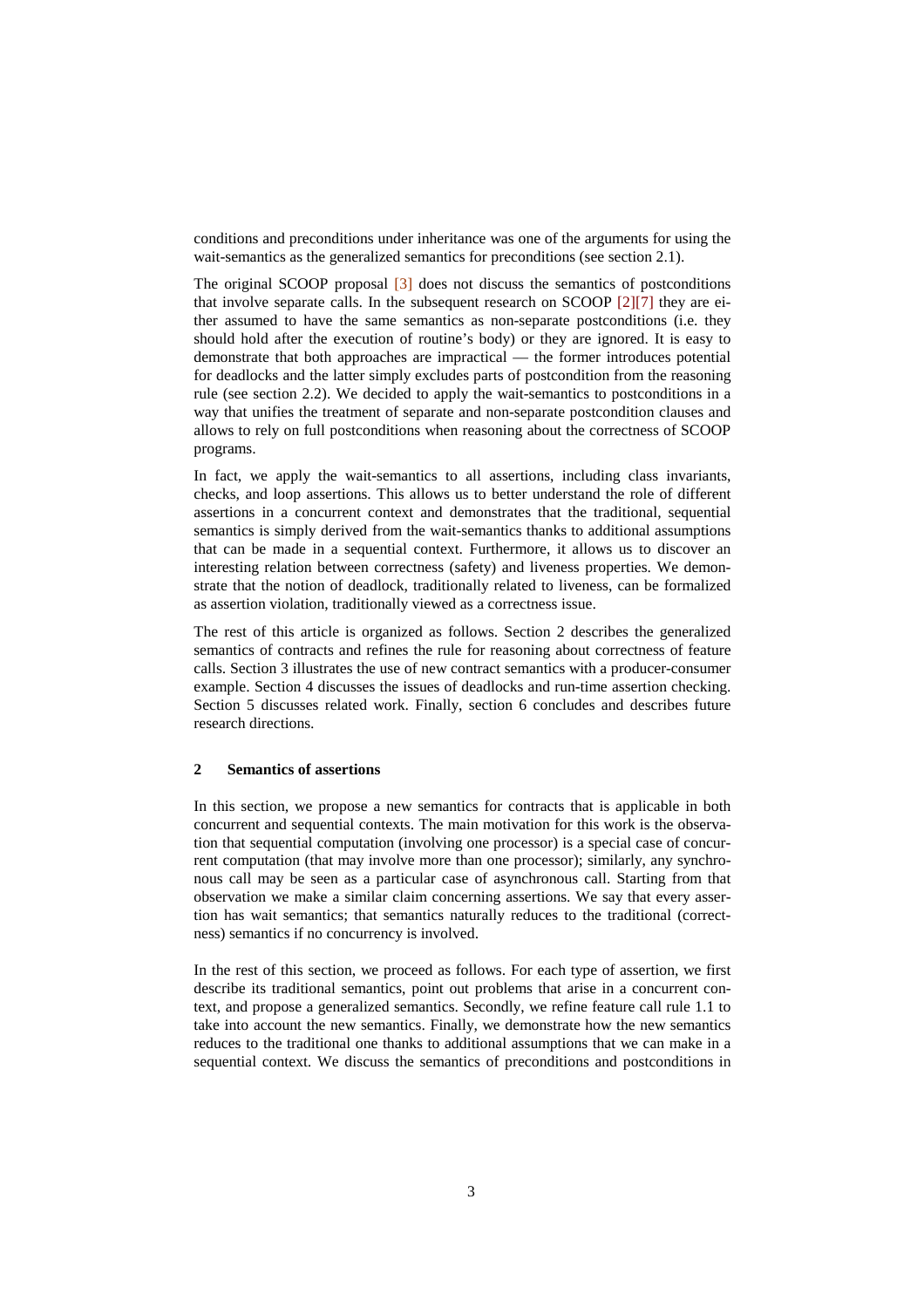conditions and preconditions under inheritance was one of the arguments for using the wait-semantics as the generalized semantics for preconditions (see section 2.1).

The original SCOOP proposal [3] does not discuss the semantics of postconditions that involve separate calls. In the subsequent research on SCOOP [2][7] they are either assumed to have the same semantics as non-separate postconditions (i.e. they should hold after the execution of routine's body) or they are ignored. It is easy to demonstrate that both approaches are impractical — the former introduces potential for deadlocks and the latter simply excludes parts of postcondition from the reasoning rule (see section 2.2). We decided to apply the wait-semantics to postconditions in a way that unifies the treatment of separate and non-separate postcondition clauses and allows to rely on full postconditions when reasoning about the correctness of SCOOP programs.

In fact, we apply the wait-semantics to all assertions, including class invariants, checks, and loop assertions. This allows us to better understand the role of different assertions in a concurrent context and demonstrates that the traditional, sequential semantics is simply derived from the wait-semantics thanks to additional assumptions that can be made in a sequential context. Furthermore, it allows us to discover an interesting relation between correctness (safety) and liveness properties. We demonstrate that the notion of deadlock, traditionally related to liveness, can be formalized as assertion violation, traditionally viewed as a correctness issue.

The rest of this article is organized as follows. Section 2 describes the generalized semantics of contracts and refines the rule for reasoning about correctness of feature calls. Section 3 illustrates the use of new contract semantics with a producer-consumer example. Section 4 discusses the issues of deadlocks and run-time assertion checking. Section 5 discusses related work. Finally, section 6 concludes and describes future research directions.

## 2 Semantics of assertions

In this section, we propose a new semantics for contracts that is applicable in both concurrent and sequential contexts. The main motivation for this work is the observation that sequential computation (involving one processor) is a special case of concurrent computation (that may involve more than one processor); similarly, any synchronous call may be seen as a particular case of asynchronous call. Starting from that observation we make a similar claim concerning assertions. We say that every assertion has wait semantics; that semantics naturally reduces to the traditional (correctness) semantics if no concurrency is involved.

In the rest of this section, we proceed as follows. For each type of assertion, we first describe its traditional semantics, point out problems that arise in a concurrent context, and propose a generalized semantics. Secondly, we refine feature call rule 1.1 to take into account the new semantics. Finally, we demonstrate how the new semantics reduces to the traditional one thanks to additional assumptions that we can make in a sequential context. We discuss the semantics of preconditions and postconditions in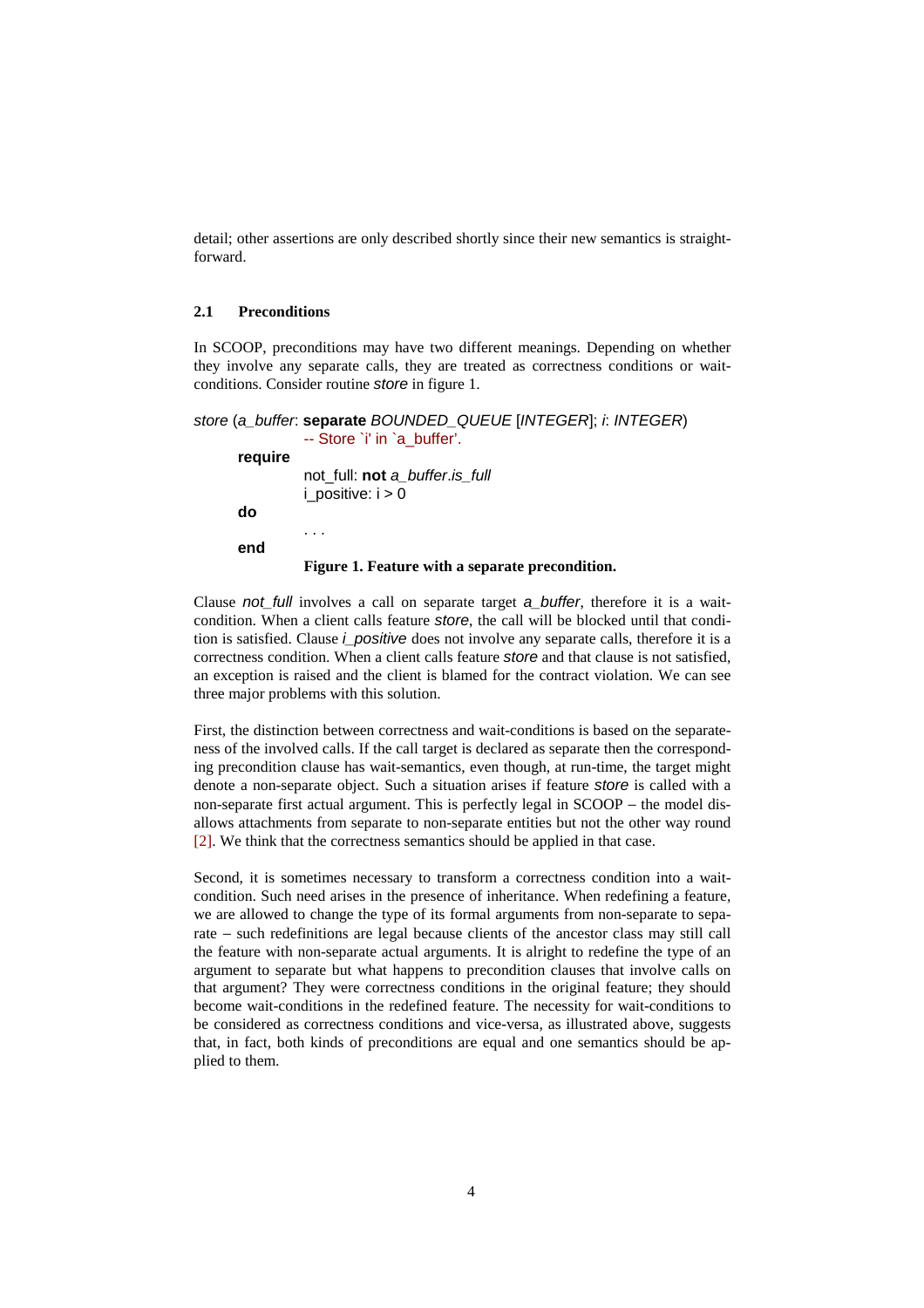detail; other assertions are only described shortly since their new semantics is straightforward.

### 2.1 Preconditions

In SCOOP, preconditions may have two different meanings. Depending on whether they involve any separate calls, they are treated as correctness conditions or wait-conditions. Consider routine *store* in figure 1.

```
store (a_buffer: separate BOUNDED_QUEUE [INTEGER]; i: INTEGER)
		-- Store `i' in `a_buffer'.
	require
		not_full: not a_buffer.is_full
		i_positive: i > 0
	do
		. . .
	end
```

**Figure 1. Feature with a separate precondition.**

Clause *not_full* involves a call on separate target *a_buffer*, therefore it is a wait-condition. When a client calls feature *store*, the call will be blocked until that condition is satisfied. Clause *i_positive* does not involve any separate calls, therefore it is a correctness condition. When a client calls feature *store* and that clause is not satisfied, an exception is raised and the client is blamed for the contract violation. We can see three major problems with this solution.

First, the distinction between correctness and wait-conditions is based on the separateness of the involved calls. If the call target is declared as separate then the corresponding precondition clause has wait-semantics, even though, at run-time, the target might denote a non-separate object. Such a situation arises if feature *store* is called with a non-separate first actual argument. This is perfectly legal in SCOOP – the model disallows attachments from separate to non-separate entities but not the other way round [2]. We think that the correctness semantics should be applied in that case.

Second, it is sometimes necessary to transform a correctness condition into a wait-condition. Such need arises in the presence of inheritance. When redefining a feature, we are allowed to change the type of its formal arguments from non-separate to separate – such redefinitions are legal because clients of the ancestor class may still call the feature with non-separate actual arguments. It is alright to redefine the type of an argument to separate but what happens to precondition clauses that involve calls on that argument? They were correctness conditions in the original feature; they should become wait-conditions in the redefined feature. The necessity for wait-conditions to be considered as correctness conditions and vice-versa, as illustrated above, suggests that, in fact, both kinds of preconditions are equal and one semantics should be applied to them.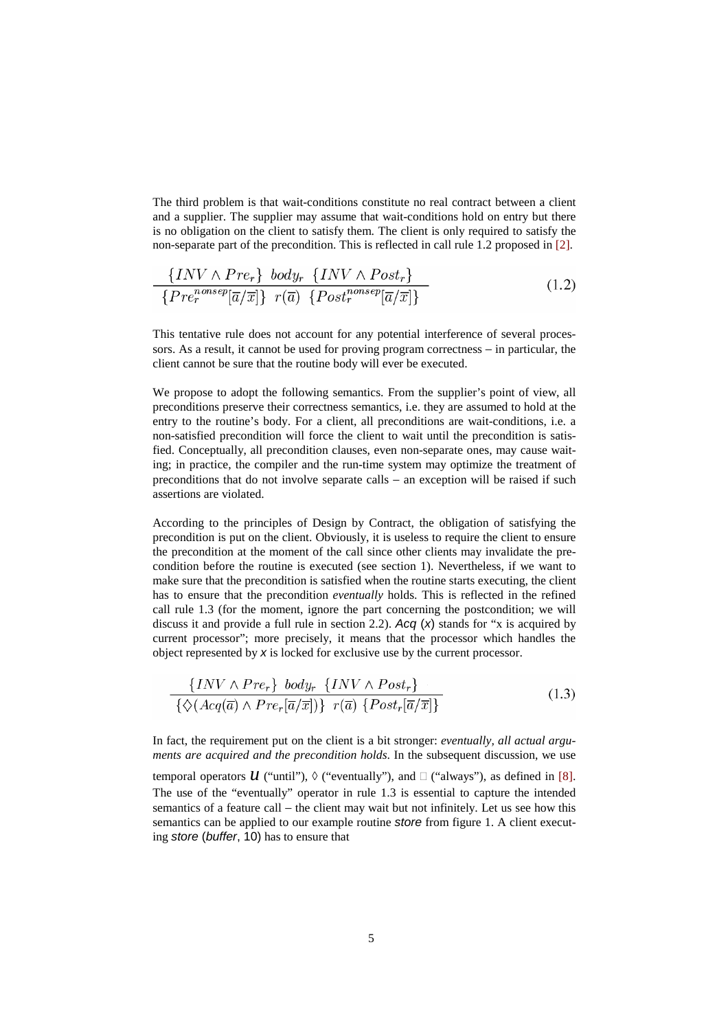The third problem is that wait-conditions constitute no real contract between a client and a supplier. The supplier may assume that wait-conditions hold on entry but there is no obligation on the client to satisfy them. The client is only required to satisfy the non-separate part of the precondition. This is reflected in call rule 1.2 proposed in [2].

$$\frac{\{INV \wedge Pre_r\}\ \ body_r\ \ \{INV \wedge Post_r\}}{\{Pre_r^{nonsep}[\overline{a}/\overline{x}]\}\ \ r(\overline{a})\ \ \{Post_r^{nonsep}[\overline{a}/\overline{x}]\}} \tag{1.2}$$

This tentative rule does not account for any potential interference of several processors. As a result, it cannot be used for proving program correctness – in particular, the client cannot be sure that the routine body will ever be executed.

We propose to adopt the following semantics. From the supplier's point of view, all preconditions preserve their correctness semantics, i.e. they are assumed to hold at the entry to the routine's body. For a client, all preconditions are wait-conditions, i.e. a non-satisfied precondition will force the client to wait until the precondition is satisfied. Conceptually, all precondition clauses, even non-separate ones, may cause waiting; in practice, the compiler and the run-time system may optimize the treatment of preconditions that do not involve separate calls – an exception will be raised if such assertions are violated.

According to the principles of Design by Contract, the obligation of satisfying the precondition is put on the client. Obviously, it is useless to require the client to ensure the precondition at the moment of the call since other clients may invalidate the precondition before the routine is executed (see section 1). Nevertheless, if we want to make sure that the precondition is satisfied when the routine starts executing, the client has to ensure that the precondition *eventually* holds. This is reflected in the refined call rule 1.3 (for the moment, ignore the part concerning the postcondition; we will discuss it and provide a full rule in section 2.2). *Acq* (*x*) stands for "x is acquired by current processor"; more precisely, it means that the processor which handles the object represented by *x* is locked for exclusive use by the current processor.

$$\frac{\{INV \wedge Pre_r\}\ \ body_r\ \ \{INV \wedge Post_r\}}{\{\Diamond(Acq(\overline{a}) \wedge Pre_r[\overline{a}/\overline{x}])\}\ \ r(\overline{a})\ \ \{Post_r[\overline{a}/\overline{x}]\}} \tag{1.3}$$

In fact, the requirement put on the client is a bit stronger: *eventually, all actual arguments are acquired and the precondition holds*. In the subsequent discussion, we use temporal operators $\mathcal{U}$ ("until"), $\Diamond$ ("eventually"), and $\Box$ ("always"), as defined in [8]. The use of the "eventually" operator in rule 1.3 is essential to capture the intended semantics of a feature call – the client may wait but not infinitely. Let us see how this semantics can be applied to our example routine *store* from figure 1. A client executing *store* (*buffer*, 10) has to ensure that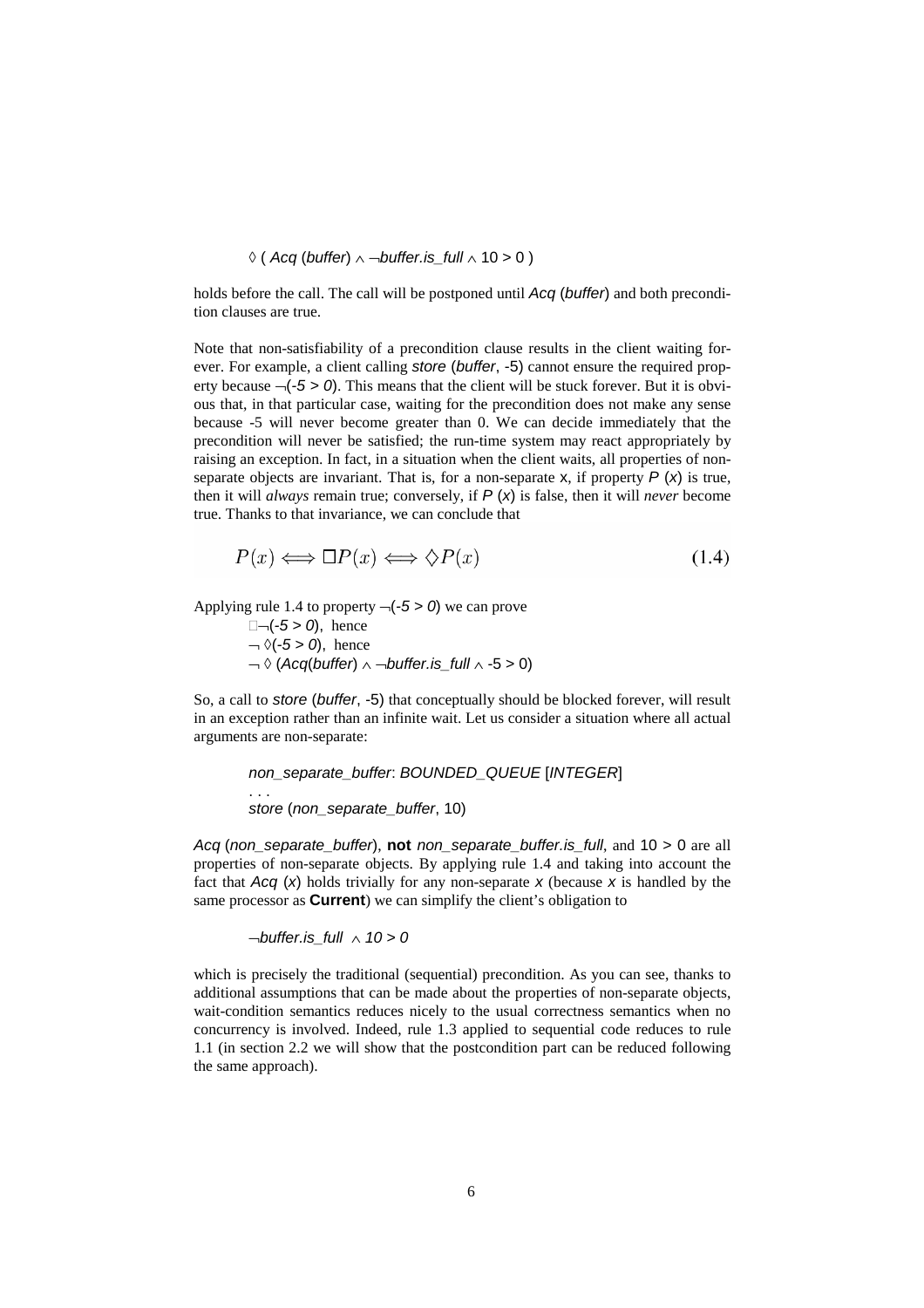$\Diamond$ ( *Acq* (*buffer*) $\wedge$ $\neg$*buffer.is_full* $\wedge$ 10 > 0 )

holds before the call. The call will be postponed until *Acq* (*buffer*) and both precondition clauses are true.

Note that non-satisfiability of a precondition clause results in the client waiting forever. For example, a client calling *store* (*buffer*, -5) cannot ensure the required property because $\neg$(*-5 > 0*). This means that the client will be stuck forever. But it is obvious that, in that particular case, waiting for the precondition does not make any sense because -5 will never become greater than 0. We can decide immediately that the precondition will never be satisfied; the run-time system may react appropriately by raising an exception. In fact, in a situation when the client waits, all properties of non-separate objects are invariant. That is, for a non-separate x, if property *P* (*x*) is true, then it will *always* remain true; conversely, if *P* (*x*) is false, then it will *never* become true. Thanks to that invariance, we can conclude that

$$P(x) \Longleftrightarrow \Box P(x) \Longleftrightarrow \Diamond P(x) \tag{1.4}$$

Applying rule 1.4 to property $\neg$(*-5 > 0*) we can prove

$\Box\neg$(*-5 > 0*), hence
$\neg\Diamond$(*-5 > 0*), hence
$\neg\Diamond$ (*Acq*(*buffer*) $\wedge$ $\neg$*buffer.is_full* $\wedge$ -5 > 0)

So, a call to *store* (*buffer*, -5) that conceptually should be blocked forever, will result in an exception rather than an infinite wait. Let us consider a situation where all actual arguments are non-separate:

```
non_separate_buffer: BOUNDED_QUEUE [INTEGER]
. . .
store (non_separate_buffer, 10)
```

*Acq* (*non_separate_buffer*), **not** *non_separate_buffer.is_full*, and 10 > 0 are all properties of non-separate objects. By applying rule 1.4 and taking into account the fact that *Acq* (*x*) holds trivially for any non-separate *x* (because *x* is handled by the same processor as **Current**) we can simplify the client's obligation to

$\neg$*buffer.is_full* $\wedge$ *10 > 0*

which is precisely the traditional (sequential) precondition. As you can see, thanks to additional assumptions that can be made about the properties of non-separate objects, wait-condition semantics reduces nicely to the usual correctness semantics when no concurrency is involved. Indeed, rule 1.3 applied to sequential code reduces to rule 1.1 (in section 2.2 we will show that the postcondition part can be reduced following the same approach).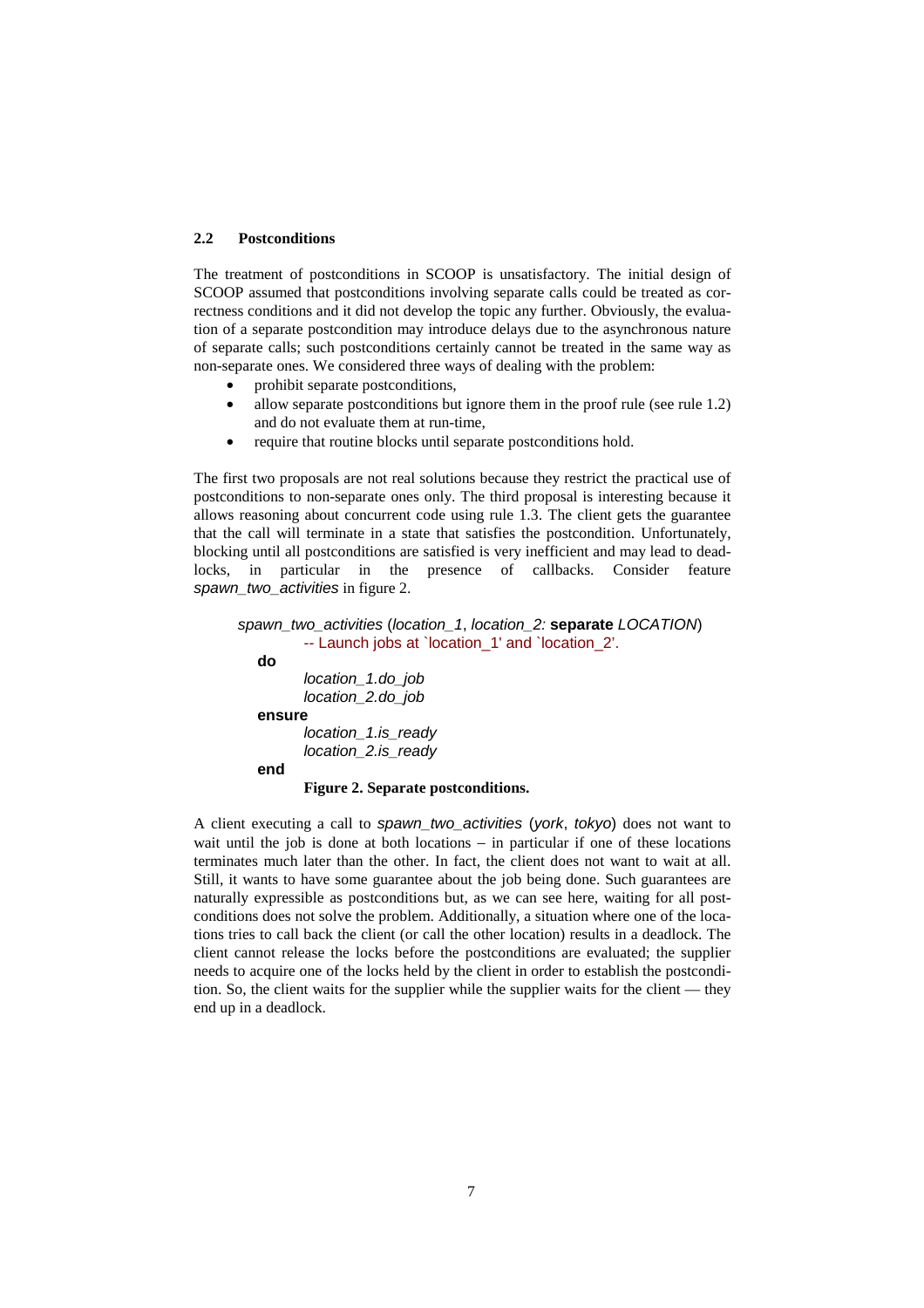### 2.2 Postconditions

The treatment of postconditions in SCOOP is unsatisfactory. The initial design of SCOOP assumed that postconditions involving separate calls could be treated as correctness conditions and it did not develop the topic any further. Obviously, the evaluation of a separate postcondition may introduce delays due to the asynchronous nature of separate calls; such postconditions certainly cannot be treated in the same way as non-separate ones. We considered three ways of dealing with the problem:

- prohibit separate postconditions,
- allow separate postconditions but ignore them in the proof rule (see rule 1.2) and do not evaluate them at run-time,
- require that routine blocks until separate postconditions hold.

The first two proposals are not real solutions because they restrict the practical use of postconditions to non-separate ones only. The third proposal is interesting because it allows reasoning about concurrent code using rule 1.3. The client gets the guarantee that the call will terminate in a state that satisfies the postcondition. Unfortunately, blocking until all postconditions are satisfied is very inefficient and may lead to deadlocks, in particular in the presence of callbacks. Consider feature *spawn_two_activities* in figure 2.

```
spawn_two_activities (location_1, location_2: separate LOCATION)
        -- Launch jobs at `location_1' and `location_2'.
    do
        location_1.do_job
        location_2.do_job
    ensure
        location_1.is_ready
        location_2.is_ready
    end
```

**Figure 2. Separate postconditions.**

A client executing a call to *spawn_two_activities* (*york*, *tokyo*) does not want to wait until the job is done at both locations – in particular if one of these locations terminates much later than the other. In fact, the client does not want to wait at all. Still, it wants to have some guarantee about the job being done. Such guarantees are naturally expressible as postconditions but, as we can see here, waiting for all postconditions does not solve the problem. Additionally, a situation where one of the locations tries to call back the client (or call the other location) results in a deadlock. The client cannot release the locks before the postconditions are evaluated; the supplier needs to acquire one of the locks held by the client in order to establish the postcondition. So, the client waits for the supplier while the supplier waits for the client — they end up in a deadlock.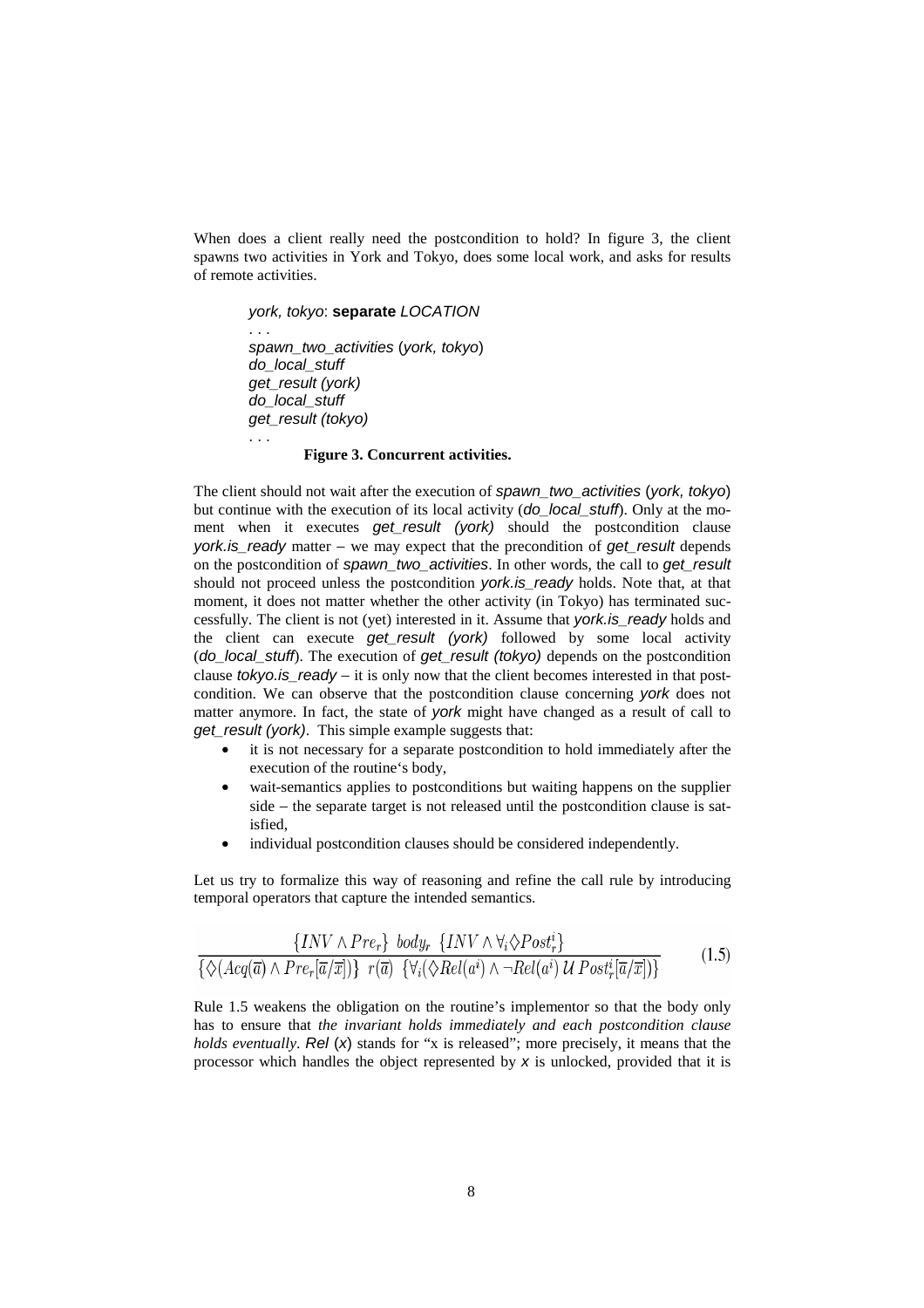When does a client really need the postcondition to hold? In figure 3, the client spawns two activities in York and Tokyo, does some local work, and asks for results of remote activities.

```
york, tokyo: separate LOCATION
...
spawn_two_activities (york, tokyo)
do_local_stuff
get_result (york)
do_local_stuff
get_result (tokyo)
...
```

**Figure 3. Concurrent activities.**

The client should not wait after the execution of *spawn_two_activities* (*york, tokyo*) but continue with the execution of its local activity (*do_local_stuff*). Only at the moment when it executes *get_result (york)* should the postcondition clause *york.is_ready* matter – we may expect that the precondition of *get_result* depends on the postcondition of *spawn_two_activities*. In other words, the call to *get_result* should not proceed unless the postcondition *york.is_ready* holds. Note that, at that moment, it does not matter whether the other activity (in Tokyo) has terminated successfully. The client is not (yet) interested in it. Assume that *york.is_ready* holds and the client can execute *get_result (york)* followed by some local activity (*do_local_stuff*). The execution of *get_result (tokyo)* depends on the postcondition clause *tokyo.is_ready* – it is only now that the client becomes interested in that postcondition. We can observe that the postcondition clause concerning *york* does not matter anymore. In fact, the state of *york* might have changed as a result of call to *get_result (york)*. This simple example suggests that:

- it is not necessary for a separate postcondition to hold immediately after the execution of the routine's body,
- wait-semantics applies to postconditions but waiting happens on the supplier side – the separate target is not released until the postcondition clause is satisfied,
- individual postcondition clauses should be considered independently.

Let us try to formalize this way of reasoning and refine the call rule by introducing temporal operators that capture the intended semantics.

$$\frac{\{INV \wedge Pre_r\}\ body_r\ \{INV \wedge \forall_i \Diamond Post_r^i\}}{\{\Diamond(Acq(\overline{a}) \wedge Pre_r[\overline{a}/\overline{x}])\}\ r(\overline{a})\ \{\forall_i(\Diamond Rel(a^i) \wedge \neg Rel(a^i)\ \mathcal{U}\ Post_r^i[\overline{a}/\overline{x}])\}} \qquad (1.5)$$

Rule 1.5 weakens the obligation on the routine's implementor so that the body only has to ensure that *the invariant holds immediately and each postcondition clause holds eventually*. *Rel* (*x*) stands for "x is released"; more precisely, it means that the processor which handles the object represented by *x* is unlocked, provided that it is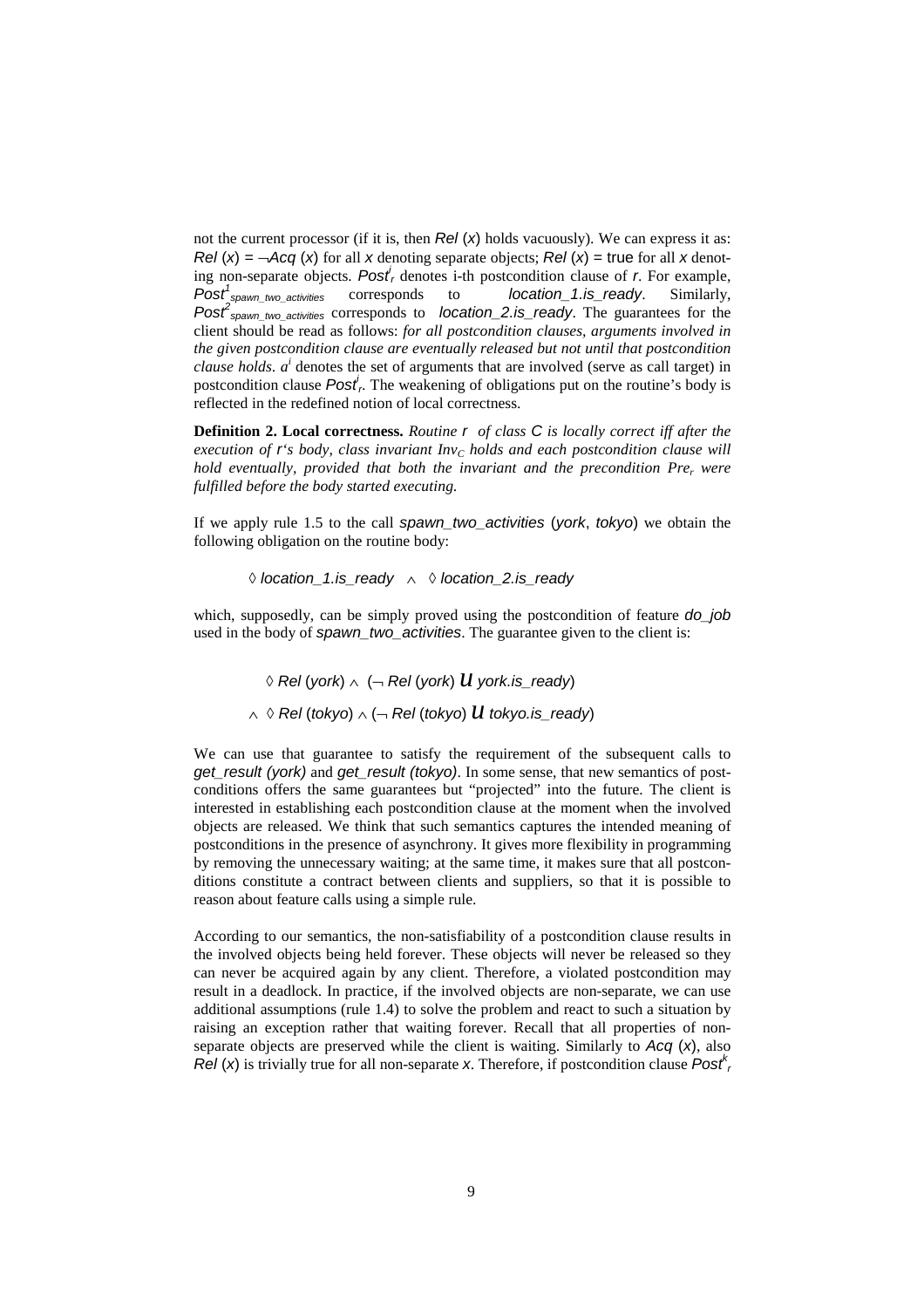not the current processor (if it is, then $Rel(x)$ holds vacuously). We can express it as: $Rel(x) = \neg Acq(x)$ for all $x$ denoting separate objects; $Rel(x) = \text{true}$ for all $x$ denoting non-separate objects. $Post^i_r$ denotes i-th postcondition clause of $r$. For example, $Post^1_{spawn\_two\_activities}$ corresponds to *location_1.is_ready*. Similarly, $Post^2_{spawn\_two\_activities}$ corresponds to *location_2.is_ready*. The guarantees for the client should be read as follows: *for all postcondition clauses, arguments involved in the given postcondition clause are eventually released but not until that postcondition clause holds.* $a^i$ denotes the set of arguments that are involved (serve as call target) in postcondition clause $Post^i_r$. The weakening of obligations put on the routine's body is reflected in the redefined notion of local correctness.

**Definition 2. Local correctness.** *Routine $r$ of class $C$ is locally correct iff after the execution of $r$'s body, class invariant $Inv_C$ holds and each postcondition clause will hold eventually, provided that both the invariant and the precondition $Pre_r$ were fulfilled before the body started executing.*

If we apply rule 1.5 to the call *spawn_two_activities* (*york*, *tokyo*) we obtain the following obligation on the routine body:

$$\Diamond\, location\_1.is\_ready \;\wedge\; \Diamond\, location\_2.is\_ready$$

which, supposedly, can be simply proved using the postcondition of feature *do_job* used in the body of *spawn_two_activities*. The guarantee given to the client is:

$$\Diamond\, Rel(york) \wedge (\neg\, Rel(york)\; \mathcal{U}\; york.is\_ready)$$
$$\wedge\; \Diamond\, Rel(tokyo) \wedge (\neg\, Rel(tokyo)\; \mathcal{U}\; tokyo.is\_ready)$$

We can use that guarantee to satisfy the requirement of the subsequent calls to *get_result (york)* and *get_result (tokyo)*. In some sense, that new semantics of postconditions offers the same guarantees but "projected" into the future. The client is interested in establishing each postcondition clause at the moment when the involved objects are released. We think that such semantics captures the intended meaning of postconditions in the presence of asynchrony. It gives more flexibility in programming by removing the unnecessary waiting; at the same time, it makes sure that all postconditions constitute a contract between clients and suppliers, so that it is possible to reason about feature calls using a simple rule.

According to our semantics, the non-satisfiability of a postcondition clause results in the involved objects being held forever. These objects will never be released so they can never be acquired again by any client. Therefore, a violated postcondition may result in a deadlock. In practice, if the involved objects are non-separate, we can use additional assumptions (rule 1.4) to solve the problem and react to such a situation by raising an exception rather that waiting forever. Recall that all properties of non-separate objects are preserved while the client is waiting. Similarly to $Acq(x)$, also $Rel(x)$ is trivially true for all non-separate $x$. Therefore, if postcondition clause $Post^k_r$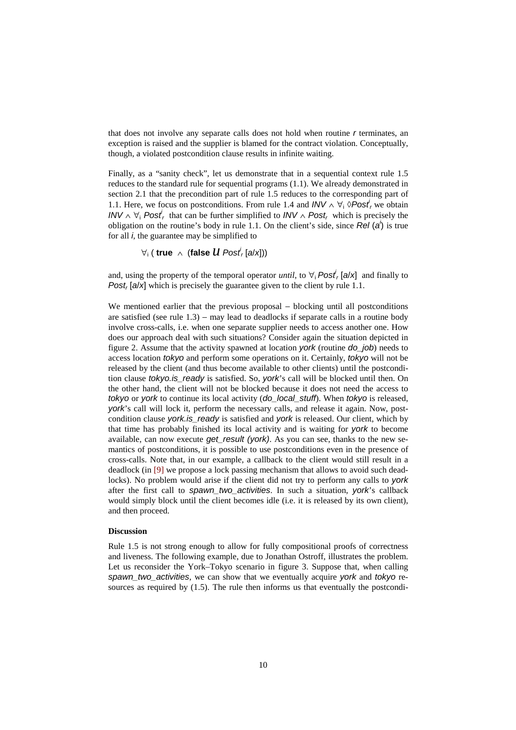that does not involve any separate calls does not hold when routine *r* terminates, an exception is raised and the supplier is blamed for the contract violation. Conceptually, though, a violated postcondition clause results in infinite waiting.

Finally, as a "sanity check", let us demonstrate that in a sequential context rule 1.5 reduces to the standard rule for sequential programs (1.1). We already demonstrated in section 2.1 that the precondition part of rule 1.5 reduces to the corresponding part of 1.1. Here, we focus on postconditions. From rule 1.4 and $INV \wedge \forall_i \Diamond Post^i_r$ we obtain $INV \wedge \forall_i Post^i_r$ that can be further simplified to $INV \wedge Post_r$ which is precisely the obligation on the routine's body in rule 1.1. On the client's side, since $Rel(a^i)$ is true for all *i*, the guarantee may be simplified to

$$\forall_i \, (\, \textbf{true} \,\wedge\, (\textbf{false} \,\mathcal{U}\, Post^i_r\,[a/x]))$$

and, using the property of the temporal operator *until*, to $\forall_i Post^i_r\,[a/x]$ and finally to $Post_r\,[a/x]$ which is precisely the guarantee given to the client by rule 1.1.

We mentioned earlier that the previous proposal – blocking until all postconditions are satisfied (see rule 1.3) – may lead to deadlocks if separate calls in a routine body involve cross-calls, i.e. when one separate supplier needs to access another one. How does our approach deal with such situations? Consider again the situation depicted in figure 2. Assume that the activity spawned at location *york* (routine *do_job*) needs to access location *tokyo* and perform some operations on it. Certainly, *tokyo* will not be released by the client (and thus become available to other clients) until the postcondition clause *tokyo.is_ready* is satisfied. So, *york*'s call will be blocked until then. On the other hand, the client will not be blocked because it does not need the access to *tokyo* or *york* to continue its local activity (*do_local_stuff*). When *tokyo* is released, *york*'s call will lock it, perform the necessary calls, and release it again. Now, postcondition clause *york.is_ready* is satisfied and *york* is released. Our client, which by that time has probably finished its local activity and is waiting for *york* to become available, can now execute *get_result (york)*. As you can see, thanks to the new semantics of postconditions, it is possible to use postconditions even in the presence of cross-calls. Note that, in our example, a callback to the client would still result in a deadlock (in [9] we propose a lock passing mechanism that allows to avoid such deadlocks). No problem would arise if the client did not try to perform any calls to *york* after the first call to *spawn_two_activities*. In such a situation, *york*'s callback would simply block until the client becomes idle (i.e. it is released by its own client), and then proceed.

**Discussion**

Rule 1.5 is not strong enough to allow for fully compositional proofs of correctness and liveness. The following example, due to Jonathan Ostroff, illustrates the problem. Let us reconsider the York–Tokyo scenario in figure 3. Suppose that, when calling *spawn_two_activities*, we can show that we eventually acquire *york* and *tokyo* resources as required by (1.5). The rule then informs us that eventually the postcondi-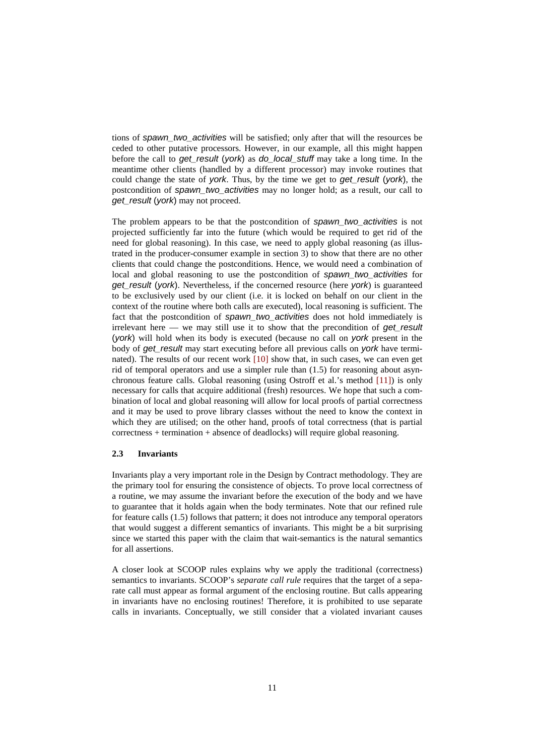tions of *spawn_two_activities* will be satisfied; only after that will the resources be ceded to other putative processors. However, in our example, all this might happen before the call to *get_result* (*york*) as *do_local_stuff* may take a long time. In the meantime other clients (handled by a different processor) may invoke routines that could change the state of *york*. Thus, by the time we get to *get_result* (*york*), the postcondition of *spawn_two_activities* may no longer hold; as a result, our call to *get_result* (*york*) may not proceed.

The problem appears to be that the postcondition of *spawn_two_activities* is not projected sufficiently far into the future (which would be required to get rid of the need for global reasoning). In this case, we need to apply global reasoning (as illustrated in the producer-consumer example in section 3) to show that there are no other clients that could change the postconditions. Hence, we would need a combination of local and global reasoning to use the postcondition of *spawn_two_activities* for *get_result* (*york*). Nevertheless, if the concerned resource (here *york*) is guaranteed to be exclusively used by our client (i.e. it is locked on behalf on our client in the context of the routine where both calls are executed), local reasoning is sufficient. The fact that the postcondition of *spawn_two_activities* does not hold immediately is irrelevant here — we may still use it to show that the precondition of *get_result* (*york*) will hold when its body is executed (because no call on *york* present in the body of *get_result* may start executing before all previous calls on *york* have terminated). The results of our recent work [10] show that, in such cases, we can even get rid of temporal operators and use a simpler rule than (1.5) for reasoning about asynchronous feature calls. Global reasoning (using Ostroff et al.'s method [11]) is only necessary for calls that acquire additional (fresh) resources. We hope that such a combination of local and global reasoning will allow for local proofs of partial correctness and it may be used to prove library classes without the need to know the context in which they are utilised; on the other hand, proofs of total correctness (that is partial correctness + termination + absence of deadlocks) will require global reasoning.

### 2.3 Invariants

Invariants play a very important role in the Design by Contract methodology. They are the primary tool for ensuring the consistence of objects. To prove local correctness of a routine, we may assume the invariant before the execution of the body and we have to guarantee that it holds again when the body terminates. Note that our refined rule for feature calls (1.5) follows that pattern; it does not introduce any temporal operators that would suggest a different semantics of invariants. This might be a bit surprising since we started this paper with the claim that wait-semantics is the natural semantics for all assertions.

A closer look at SCOOP rules explains why we apply the traditional (correctness) semantics to invariants. SCOOP's *separate call rule* requires that the target of a separate call must appear as formal argument of the enclosing routine. But calls appearing in invariants have no enclosing routines! Therefore, it is prohibited to use separate calls in invariants. Conceptually, we still consider that a violated invariant causes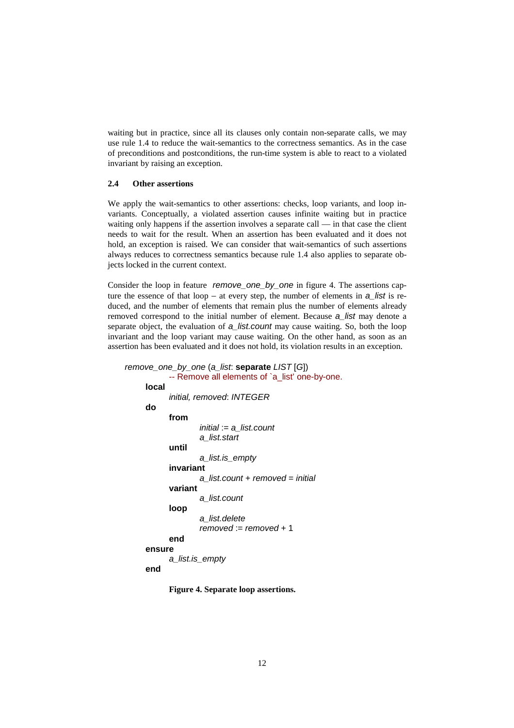waiting but in practice, since all its clauses only contain non-separate calls, we may use rule 1.4 to reduce the wait-semantics to the correctness semantics. As in the case of preconditions and postconditions, the run-time system is able to react to a violated invariant by raising an exception.

### 2.4 Other assertions

We apply the wait-semantics to other assertions: checks, loop variants, and loop invariants. Conceptually, a violated assertion causes infinite waiting but in practice waiting only happens if the assertion involves a separate call — in that case the client needs to wait for the result. When an assertion has been evaluated and it does not hold, an exception is raised. We can consider that wait-semantics of such assertions always reduces to correctness semantics because rule 1.4 also applies to separate objects locked in the current context.

Consider the loop in feature *remove_one_by_one* in figure 4. The assertions capture the essence of that loop – at every step, the number of elements in *a_list* is reduced, and the number of elements that remain plus the number of elements already removed correspond to the initial number of element. Because *a_list* may denote a separate object, the evaluation of *a_list.count* may cause waiting. So, both the loop invariant and the loop variant may cause waiting. On the other hand, as soon as an assertion has been evaluated and it does not hold, its violation results in an exception.

```
remove_one_by_one (a_list: separate LIST [G])
        -- Remove all elements of `a_list' one-by-one.
    local
        initial, removed: INTEGER
    do
        from
            initial := a_list.count
            a_list.start
        until
            a_list.is_empty
        invariant
            a_list.count + removed = initial
        variant
            a_list.count
        loop
            a_list.delete
            removed := removed + 1
        end
    ensure
        a_list.is_empty
    end
```

**Figure 4. Separate loop assertions.**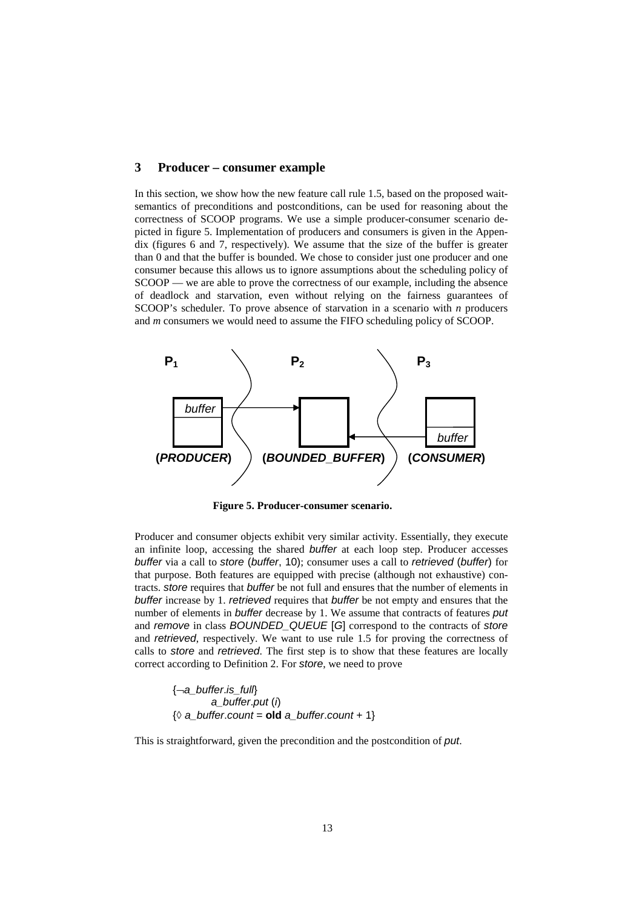## 3 Producer – consumer example

In this section, we show how the new feature call rule 1.5, based on the proposed wait-semantics of preconditions and postconditions, can be used for reasoning about the correctness of SCOOP programs. We use a simple producer-consumer scenario depicted in figure 5. Implementation of producers and consumers is given in the Appendix (figures 6 and 7, respectively). We assume that the size of the buffer is greater than 0 and that the buffer is bounded. We chose to consider just one producer and one consumer because this allows us to ignore assumptions about the scheduling policy of SCOOP — we are able to prove the correctness of our example, including the absence of deadlock and starvation, even without relying on the fairness guarantees of SCOOP's scheduler. To prove absence of starvation in a scenario with *n* producers and *m* consumers we would need to assume the FIFO scheduling policy of SCOOP.

**Figure 5. Producer-consumer scenario.**

Producer and consumer objects exhibit very similar activity. Essentially, they execute an infinite loop, accessing the shared *buffer* at each loop step. Producer accesses *buffer* via a call to *store* (*buffer*, 10); consumer uses a call to *retrieved* (*buffer*) for that purpose. Both features are equipped with precise (although not exhaustive) contracts. *store* requires that *buffer* be not full and ensures that the number of elements in *buffer* increase by 1. *retrieved* requires that *buffer* be not empty and ensures that the number of elements in *buffer* decrease by 1. We assume that contracts of features *put* and *remove* in class *BOUNDED_QUEUE* [*G*] correspond to the contracts of *store* and *retrieved*, respectively. We want to use rule 1.5 for proving the correctness of calls to *store* and *retrieved*. The first step is to show that these features are locally correct according to Definition 2. For *store*, we need to prove

{¬*a_buffer*.*is_full*}
    *a_buffer*.*put* (*i*)
{◊ *a_buffer*.*count* = **old** *a_buffer*.*count* + 1}

This is straightforward, given the precondition and the postcondition of *put*.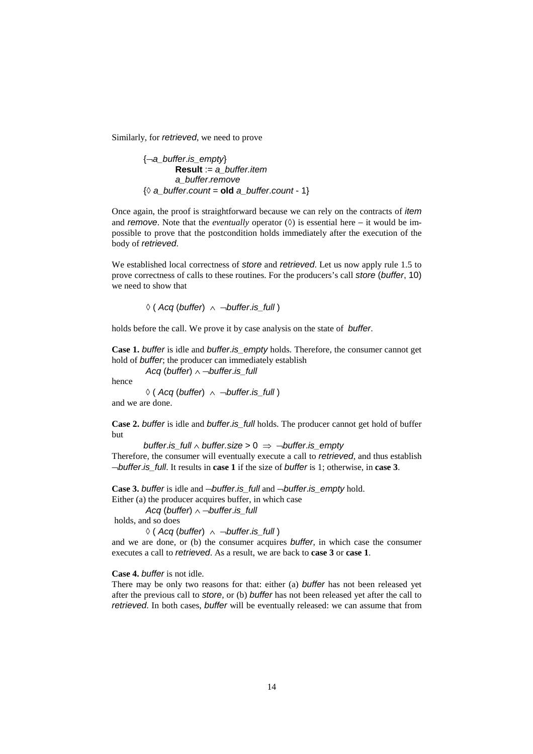Similarly, for *retrieved*, we need to prove

```
{¬a_buffer.is_empty}
        Result := a_buffer.item
        a_buffer.remove
{◊ a_buffer.count = old a_buffer.count - 1}
```

Once again, the proof is straightforward because we can rely on the contracts of *item* and *remove*. Note that the *eventually* operator (◊) is essential here – it would be impossible to prove that the postcondition holds immediately after the execution of the body of *retrieved*.

We established local correctness of *store* and *retrieved*. Let us now apply rule 1.5 to prove correctness of calls to these routines. For the producers's call *store* (*buffer*, 10) we need to show that

$$\Diamond\ (\ Acq\ (buffer)\ \wedge\ \neg buffer.is\_full\ )$$

holds before the call. We prove it by case analysis on the state of *buffer*.

**Case 1.** *buffer* is idle and *buffer*.*is_empty* holds. Therefore, the consumer cannot get hold of *buffer*; the producer can immediately establish

$Acq\ (buffer) \wedge \neg buffer.is\_full$

hence

$\Diamond\ (\ Acq\ (buffer)\ \wedge\ \neg buffer.is\_full\ )$

and we are done.

**Case 2.** *buffer* is idle and *buffer*.*is_full* holds. The producer cannot get hold of buffer but

$buffer.is\_full \wedge buffer.size > 0\ \Rightarrow\ \neg buffer.is\_empty$

Therefore, the consumer will eventually execute a call to *retrieved*, and thus establish $\neg buffer.is\_full$. It results in **case 1** if the size of *buffer* is 1; otherwise, in **case 3**.

**Case 3.** *buffer* is idle and $\neg buffer.is\_full$ and $\neg buffer.is\_empty$ hold.
Either (a) the producer acquires buffer, in which case

$Acq\ (buffer) \wedge \neg buffer.is\_full$

holds, and so does

$\Diamond\ (\ Acq\ (buffer)\ \wedge\ \neg buffer.is\_full\ )$

and we are done, or (b) the consumer acquires *buffer*, in which case the consumer executes a call to *retrieved*. As a result, we are back to **case 3** or **case 1**.

**Case 4.** *buffer* is not idle.
There may be only two reasons for that: either (a) *buffer* has not been released yet after the previous call to *store*, or (b) *buffer* has not been released yet after the call to *retrieved*. In both cases, *buffer* will be eventually released: we can assume that from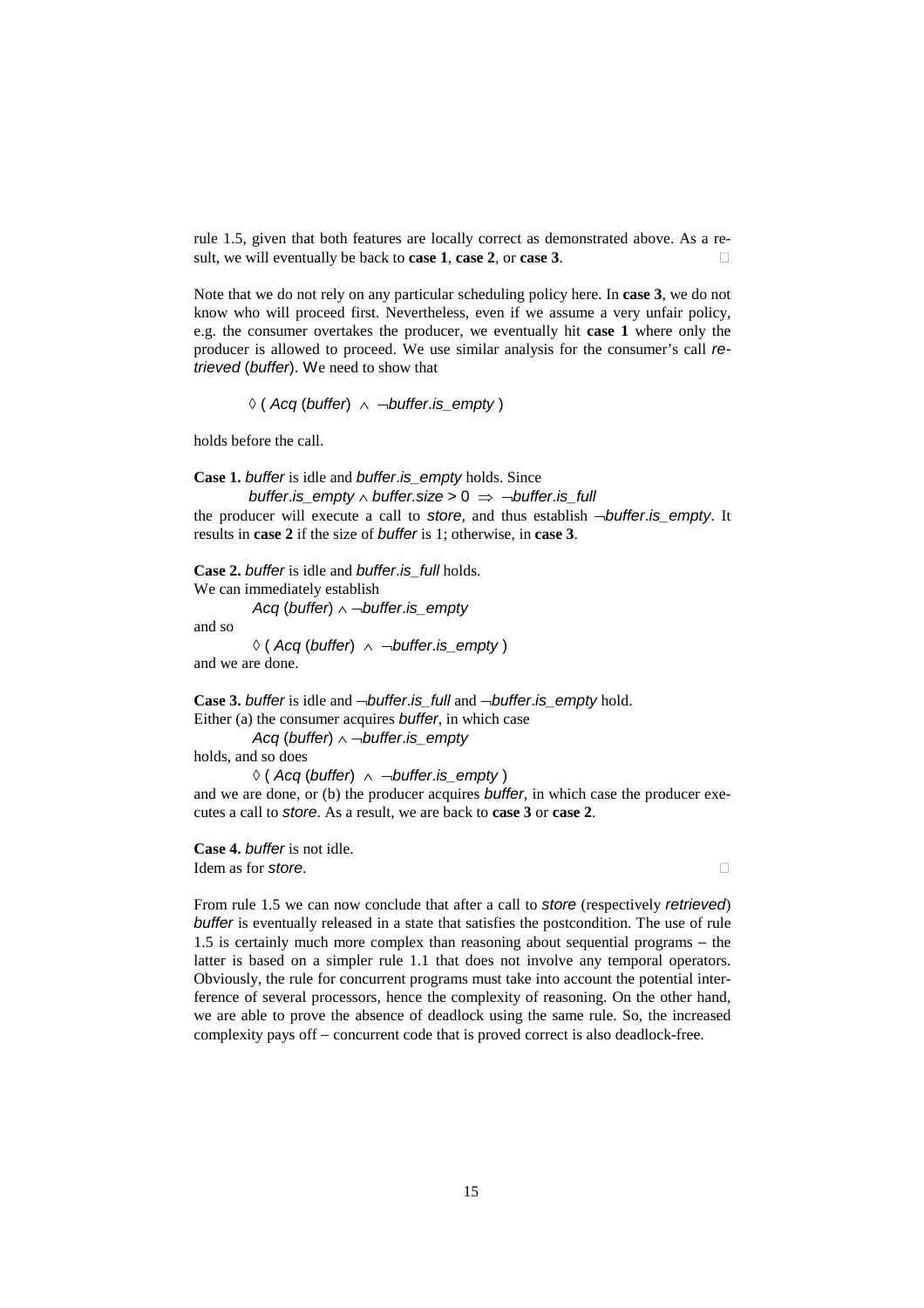rule 1.5, given that both features are locally correct as demonstrated above. As a result, we will eventually be back to **case 1**, **case 2**, or **case 3**. □

Note that we do not rely on any particular scheduling policy here. In **case 3**, we do not know who will proceed first. Nevertheless, even if we assume a very unfair policy, e.g. the consumer overtakes the producer, we eventually hit **case 1** where only the producer is allowed to proceed. We use similar analysis for the consumer's call *retrieved* (*buffer*). We need to show that

$$\Diamond\ (\ \mathit{Acq}\ (\mathit{buffer})\ \wedge\ \neg \mathit{buffer}.\mathit{is\_empty}\ )$$

holds before the call.

**Case 1.** *buffer* is idle and *buffer*.*is_empty* holds. Since

$$\mathit{buffer}.\mathit{is\_empty} \wedge \mathit{buffer}.\mathit{size} > 0\ \Rightarrow\ \neg \mathit{buffer}.\mathit{is\_full}$$

the producer will execute a call to *store*, and thus establish $\neg$*buffer*.*is_empty*. It results in **case 2** if the size of *buffer* is 1; otherwise, in **case 3**.

**Case 2.** *buffer* is idle and *buffer*.*is_full* holds.
We can immediately establish

$$\mathit{Acq}\ (\mathit{buffer}) \wedge \neg \mathit{buffer}.\mathit{is\_empty}$$

and so

$$\Diamond\ (\ \mathit{Acq}\ (\mathit{buffer})\ \wedge\ \neg \mathit{buffer}.\mathit{is\_empty}\ )$$

and we are done.

**Case 3.** *buffer* is idle and $\neg$*buffer*.*is_full* and $\neg$*buffer*.*is_empty* hold.
Either (a) the consumer acquires *buffer*, in which case

$$\mathit{Acq}\ (\mathit{buffer}) \wedge \neg \mathit{buffer}.\mathit{is\_empty}$$

holds, and so does

$$\Diamond\ (\ \mathit{Acq}\ (\mathit{buffer})\ \wedge\ \neg \mathit{buffer}.\mathit{is\_empty}\ )$$

and we are done, or (b) the producer acquires *buffer*, in which case the producer executes a call to *store*. As a result, we are back to **case 3** or **case 2**.

**Case 4.** *buffer* is not idle.
Idem as for *store*. □

From rule 1.5 we can now conclude that after a call to *store* (respectively *retrieved*) *buffer* is eventually released in a state that satisfies the postcondition. The use of rule 1.5 is certainly much more complex than reasoning about sequential programs – the latter is based on a simpler rule 1.1 that does not involve any temporal operators. Obviously, the rule for concurrent programs must take into account the potential interference of several processors, hence the complexity of reasoning. On the other hand, we are able to prove the absence of deadlock using the same rule. So, the increased complexity pays off – concurrent code that is proved correct is also deadlock-free.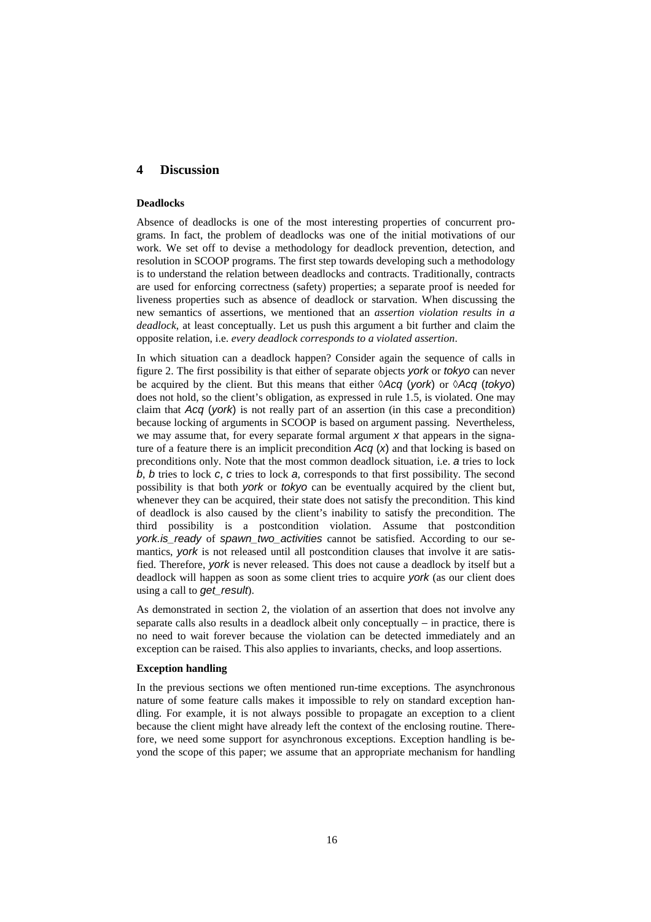# 4 Discussion

**Deadlocks**

Absence of deadlocks is one of the most interesting properties of concurrent programs. In fact, the problem of deadlocks was one of the initial motivations of our work. We set off to devise a methodology for deadlock prevention, detection, and resolution in SCOOP programs. The first step towards developing such a methodology is to understand the relation between deadlocks and contracts. Traditionally, contracts are used for enforcing correctness (safety) properties; a separate proof is needed for liveness properties such as absence of deadlock or starvation. When discussing the new semantics of assertions, we mentioned that an *assertion violation results in a deadlock*, at least conceptually. Let us push this argument a bit further and claim the opposite relation, i.e. *every deadlock corresponds to a violated assertion*.

In which situation can a deadlock happen? Consider again the sequence of calls in figure 2. The first possibility is that either of separate objects *york* or *tokyo* can never be acquired by the client. But this means that either ◊*Acq* (*york*) or ◊*Acq* (*tokyo*) does not hold, so the client's obligation, as expressed in rule 1.5, is violated. One may claim that *Acq* (*york*) is not really part of an assertion (in this case a precondition) because locking of arguments in SCOOP is based on argument passing. Nevertheless, we may assume that, for every separate formal argument *x* that appears in the signature of a feature there is an implicit precondition *Acq* (*x*) and that locking is based on preconditions only. Note that the most common deadlock situation, i.e. *a* tries to lock *b*, *b* tries to lock *c*, *c* tries to lock *a*, corresponds to that first possibility. The second possibility is that both *york* or *tokyo* can be eventually acquired by the client but, whenever they can be acquired, their state does not satisfy the precondition. This kind of deadlock is also caused by the client's inability to satisfy the precondition. The third possibility is a postcondition violation. Assume that postcondition *york.is_ready* of *spawn_two_activities* cannot be satisfied. According to our semantics, *york* is not released until all postcondition clauses that involve it are satisfied. Therefore, *york* is never released. This does not cause a deadlock by itself but a deadlock will happen as soon as some client tries to acquire *york* (as our client does using a call to *get_result*).

As demonstrated in section 2, the violation of an assertion that does not involve any separate calls also results in a deadlock albeit only conceptually – in practice, there is no need to wait forever because the violation can be detected immediately and an exception can be raised. This also applies to invariants, checks, and loop assertions.

**Exception handling**

In the previous sections we often mentioned run-time exceptions. The asynchronous nature of some feature calls makes it impossible to rely on standard exception handling. For example, it is not always possible to propagate an exception to a client because the client might have already left the context of the enclosing routine. Therefore, we need some support for asynchronous exceptions. Exception handling is beyond the scope of this paper; we assume that an appropriate mechanism for handling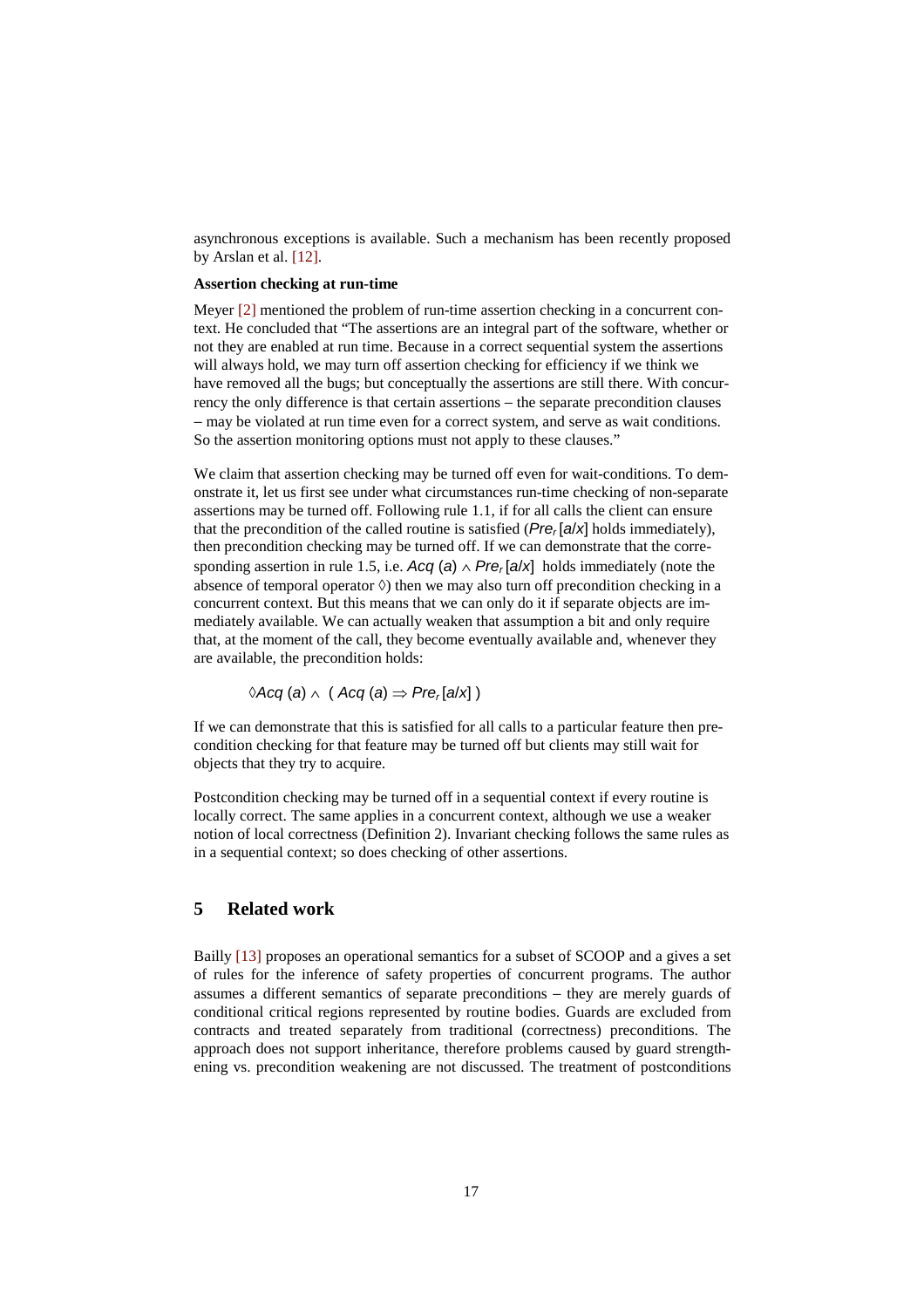asynchronous exceptions is available. Such a mechanism has been recently proposed by Arslan et al. [12].

**Assertion checking at run-time**

Meyer [2] mentioned the problem of run-time assertion checking in a concurrent context. He concluded that "The assertions are an integral part of the software, whether or not they are enabled at run time. Because in a correct sequential system the assertions will always hold, we may turn off assertion checking for efficiency if we think we have removed all the bugs; but conceptually the assertions are still there. With concurrency the only difference is that certain assertions – the separate precondition clauses – may be violated at run time even for a correct system, and serve as wait conditions. So the assertion monitoring options must not apply to these clauses."

We claim that assertion checking may be turned off even for wait-conditions. To demonstrate it, let us first see under what circumstances run-time checking of non-separate assertions may be turned off. Following rule 1.1, if for all calls the client can ensure that the precondition of the called routine is satisfied ($Pre_r[a/x]$ holds immediately), then precondition checking may be turned off. If we can demonstrate that the corresponding assertion in rule 1.5, i.e. $Acq\ (a) \wedge Pre_r[a/x]$ holds immediately (note the absence of temporal operator $\Diamond$) then we may also turn off precondition checking in a concurrent context. But this means that we can only do it if separate objects are immediately available. We can actually weaken that assumption a bit and only require that, at the moment of the call, they become eventually available and, whenever they are available, the precondition holds:

$$\Diamond Acq\ (a) \wedge \ (\ Acq\ (a) \Rightarrow Pre_r[a/x]\ )$$

If we can demonstrate that this is satisfied for all calls to a particular feature then precondition checking for that feature may be turned off but clients may still wait for objects that they try to acquire.

Postcondition checking may be turned off in a sequential context if every routine is locally correct. The same applies in a concurrent context, although we use a weaker notion of local correctness (Definition 2). Invariant checking follows the same rules as in a sequential context; so does checking of other assertions.

## 5 Related work

Bailly [13] proposes an operational semantics for a subset of SCOOP and a gives a set of rules for the inference of safety properties of concurrent programs. The author assumes a different semantics of separate preconditions – they are merely guards of conditional critical regions represented by routine bodies. Guards are excluded from contracts and treated separately from traditional (correctness) preconditions. The approach does not support inheritance, therefore problems caused by guard strengthening vs. precondition weakening are not discussed. The treatment of postconditions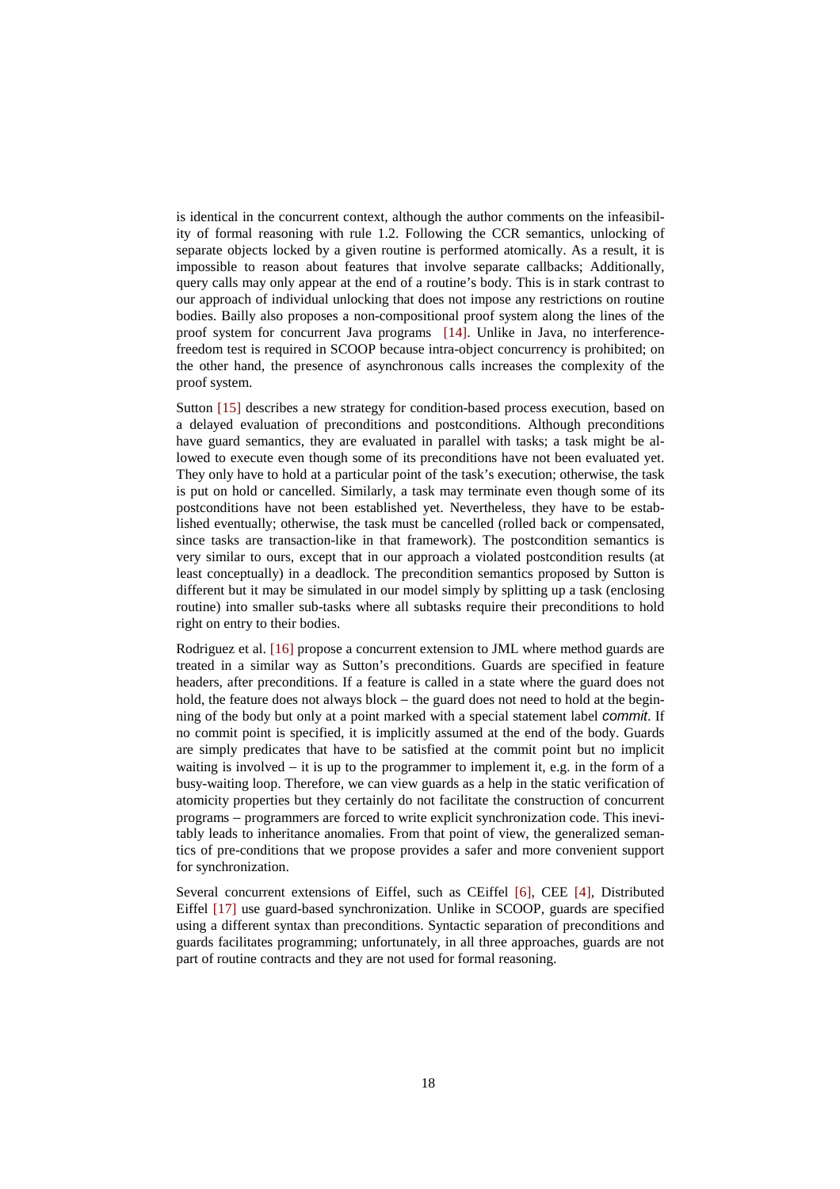is identical in the concurrent context, although the author comments on the infeasibility of formal reasoning with rule 1.2. Following the CCR semantics, unlocking of separate objects locked by a given routine is performed atomically. As a result, it is impossible to reason about features that involve separate callbacks; Additionally, query calls may only appear at the end of a routine's body. This is in stark contrast to our approach of individual unlocking that does not impose any restrictions on routine bodies. Bailly also proposes a non-compositional proof system along the lines of the proof system for concurrent Java programs [14]. Unlike in Java, no interference-freedom test is required in SCOOP because intra-object concurrency is prohibited; on the other hand, the presence of asynchronous calls increases the complexity of the proof system.

Sutton [15] describes a new strategy for condition-based process execution, based on a delayed evaluation of preconditions and postconditions. Although preconditions have guard semantics, they are evaluated in parallel with tasks; a task might be allowed to execute even though some of its preconditions have not been evaluated yet. They only have to hold at a particular point of the task's execution; otherwise, the task is put on hold or cancelled. Similarly, a task may terminate even though some of its postconditions have not been established yet. Nevertheless, they have to be established eventually; otherwise, the task must be cancelled (rolled back or compensated, since tasks are transaction-like in that framework). The postcondition semantics is very similar to ours, except that in our approach a violated postcondition results (at least conceptually) in a deadlock. The precondition semantics proposed by Sutton is different but it may be simulated in our model simply by splitting up a task (enclosing routine) into smaller sub-tasks where all subtasks require their preconditions to hold right on entry to their bodies.

Rodriguez et al. [16] propose a concurrent extension to JML where method guards are treated in a similar way as Sutton's preconditions. Guards are specified in feature headers, after preconditions. If a feature is called in a state where the guard does not hold, the feature does not always block – the guard does not need to hold at the beginning of the body but only at a point marked with a special statement label *commit*. If no commit point is specified, it is implicitly assumed at the end of the body. Guards are simply predicates that have to be satisfied at the commit point but no implicit waiting is involved – it is up to the programmer to implement it, e.g. in the form of a busy-waiting loop. Therefore, we can view guards as a help in the static verification of atomicity properties but they certainly do not facilitate the construction of concurrent programs – programmers are forced to write explicit synchronization code. This inevitably leads to inheritance anomalies. From that point of view, the generalized semantics of pre-conditions that we propose provides a safer and more convenient support for synchronization.

Several concurrent extensions of Eiffel, such as CEiffel [6], CEE [4], Distributed Eiffel [17] use guard-based synchronization. Unlike in SCOOP, guards are specified using a different syntax than preconditions. Syntactic separation of preconditions and guards facilitates programming; unfortunately, in all three approaches, guards are not part of routine contracts and they are not used for formal reasoning.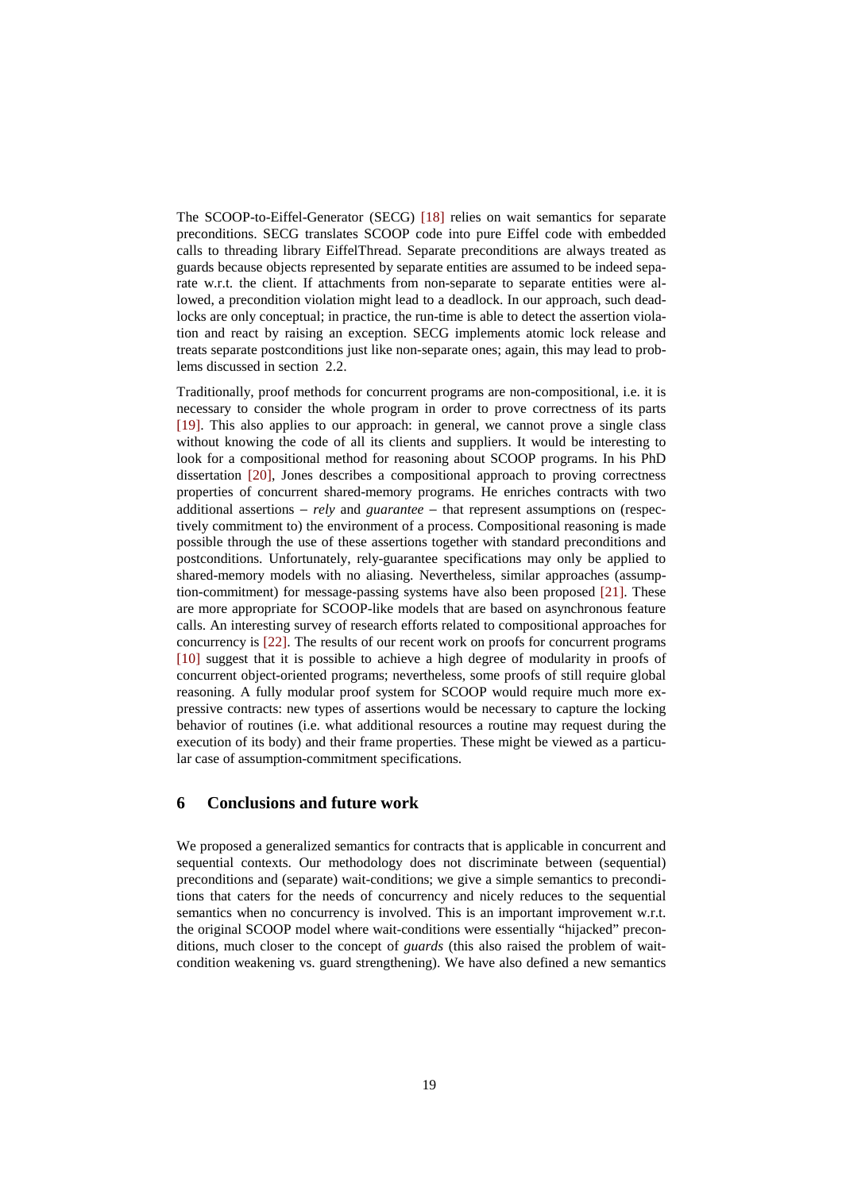The SCOOP-to-Eiffel-Generator (SECG) [18] relies on wait semantics for separate preconditions. SECG translates SCOOP code into pure Eiffel code with embedded calls to threading library EiffelThread. Separate preconditions are always treated as guards because objects represented by separate entities are assumed to be indeed separate w.r.t. the client. If attachments from non-separate to separate entities were allowed, a precondition violation might lead to a deadlock. In our approach, such deadlocks are only conceptual; in practice, the run-time is able to detect the assertion violation and react by raising an exception. SECG implements atomic lock release and treats separate postconditions just like non-separate ones; again, this may lead to problems discussed in section 2.2.

Traditionally, proof methods for concurrent programs are non-compositional, i.e. it is necessary to consider the whole program in order to prove correctness of its parts [19]. This also applies to our approach: in general, we cannot prove a single class without knowing the code of all its clients and suppliers. It would be interesting to look for a compositional method for reasoning about SCOOP programs. In his PhD dissertation [20], Jones describes a compositional approach to proving correctness properties of concurrent shared-memory programs. He enriches contracts with two additional assertions – *rely* and *guarantee* – that represent assumptions on (respectively commitment to) the environment of a process. Compositional reasoning is made possible through the use of these assertions together with standard preconditions and postconditions. Unfortunately, rely-guarantee specifications may only be applied to shared-memory models with no aliasing. Nevertheless, similar approaches (assumption-commitment) for message-passing systems have also been proposed [21]. These are more appropriate for SCOOP-like models that are based on asynchronous feature calls. An interesting survey of research efforts related to compositional approaches for concurrency is [22]. The results of our recent work on proofs for concurrent programs [10] suggest that it is possible to achieve a high degree of modularity in proofs of concurrent object-oriented programs; nevertheless, some proofs of still require global reasoning. A fully modular proof system for SCOOP would require much more expressive contracts: new types of assertions would be necessary to capture the locking behavior of routines (i.e. what additional resources a routine may request during the execution of its body) and their frame properties. These might be viewed as a particular case of assumption-commitment specifications.

## 6 Conclusions and future work

We proposed a generalized semantics for contracts that is applicable in concurrent and sequential contexts. Our methodology does not discriminate between (sequential) preconditions and (separate) wait-conditions; we give a simple semantics to preconditions that caters for the needs of concurrency and nicely reduces to the sequential semantics when no concurrency is involved. This is an important improvement w.r.t. the original SCOOP model where wait-conditions were essentially "hijacked" preconditions, much closer to the concept of *guards* (this also raised the problem of wait-condition weakening vs. guard strengthening). We have also defined a new semantics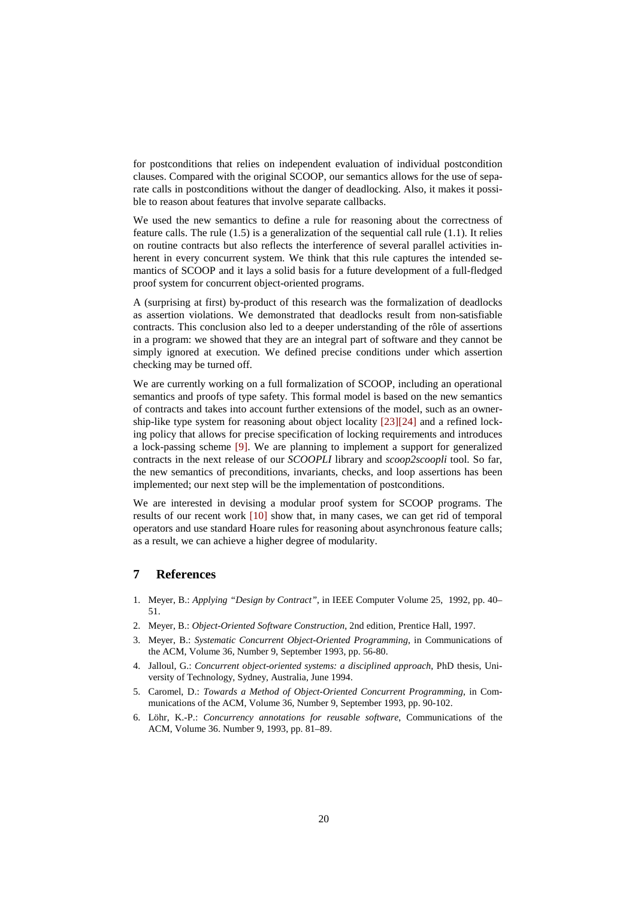for postconditions that relies on independent evaluation of individual postcondition clauses. Compared with the original SCOOP, our semantics allows for the use of separate calls in postconditions without the danger of deadlocking. Also, it makes it possible to reason about features that involve separate callbacks.

We used the new semantics to define a rule for reasoning about the correctness of feature calls. The rule (1.5) is a generalization of the sequential call rule (1.1). It relies on routine contracts but also reflects the interference of several parallel activities inherent in every concurrent system. We think that this rule captures the intended semantics of SCOOP and it lays a solid basis for a future development of a full-fledged proof system for concurrent object-oriented programs.

A (surprising at first) by-product of this research was the formalization of deadlocks as assertion violations. We demonstrated that deadlocks result from non-satisfiable contracts. This conclusion also led to a deeper understanding of the rôle of assertions in a program: we showed that they are an integral part of software and they cannot be simply ignored at execution. We defined precise conditions under which assertion checking may be turned off.

We are currently working on a full formalization of SCOOP, including an operational semantics and proofs of type safety. This formal model is based on the new semantics of contracts and takes into account further extensions of the model, such as an ownership-like type system for reasoning about object locality [23][24] and a refined locking policy that allows for precise specification of locking requirements and introduces a lock-passing scheme [9]. We are planning to implement a support for generalized contracts in the next release of our *SCOOPLI* library and *scoop2scoopli* tool. So far, the new semantics of preconditions, invariants, checks, and loop assertions has been implemented; our next step will be the implementation of postconditions.

We are interested in devising a modular proof system for SCOOP programs. The results of our recent work [10] show that, in many cases, we can get rid of temporal operators and use standard Hoare rules for reasoning about asynchronous feature calls; as a result, we can achieve a higher degree of modularity.

## 7 References

1. Meyer, B.: *Applying "Design by Contract"*, in IEEE Computer Volume 25, 1992, pp. 40–51.
2. Meyer, B.: *Object-Oriented Software Construction*, 2nd edition, Prentice Hall, 1997.
3. Meyer, B.: *Systematic Concurrent Object-Oriented Programming*, in Communications of the ACM, Volume 36, Number 9, September 1993, pp. 56-80.
4. Jalloul, G.: *Concurrent object-oriented systems: a disciplined approach*, PhD thesis, University of Technology, Sydney, Australia, June 1994.
5. Caromel, D.: *Towards a Method of Object-Oriented Concurrent Programming*, in Communications of the ACM, Volume 36, Number 9, September 1993, pp. 90-102.
6. Löhr, K.-P.: *Concurrency annotations for reusable software*, Communications of the ACM, Volume 36. Number 9, 1993, pp. 81–89.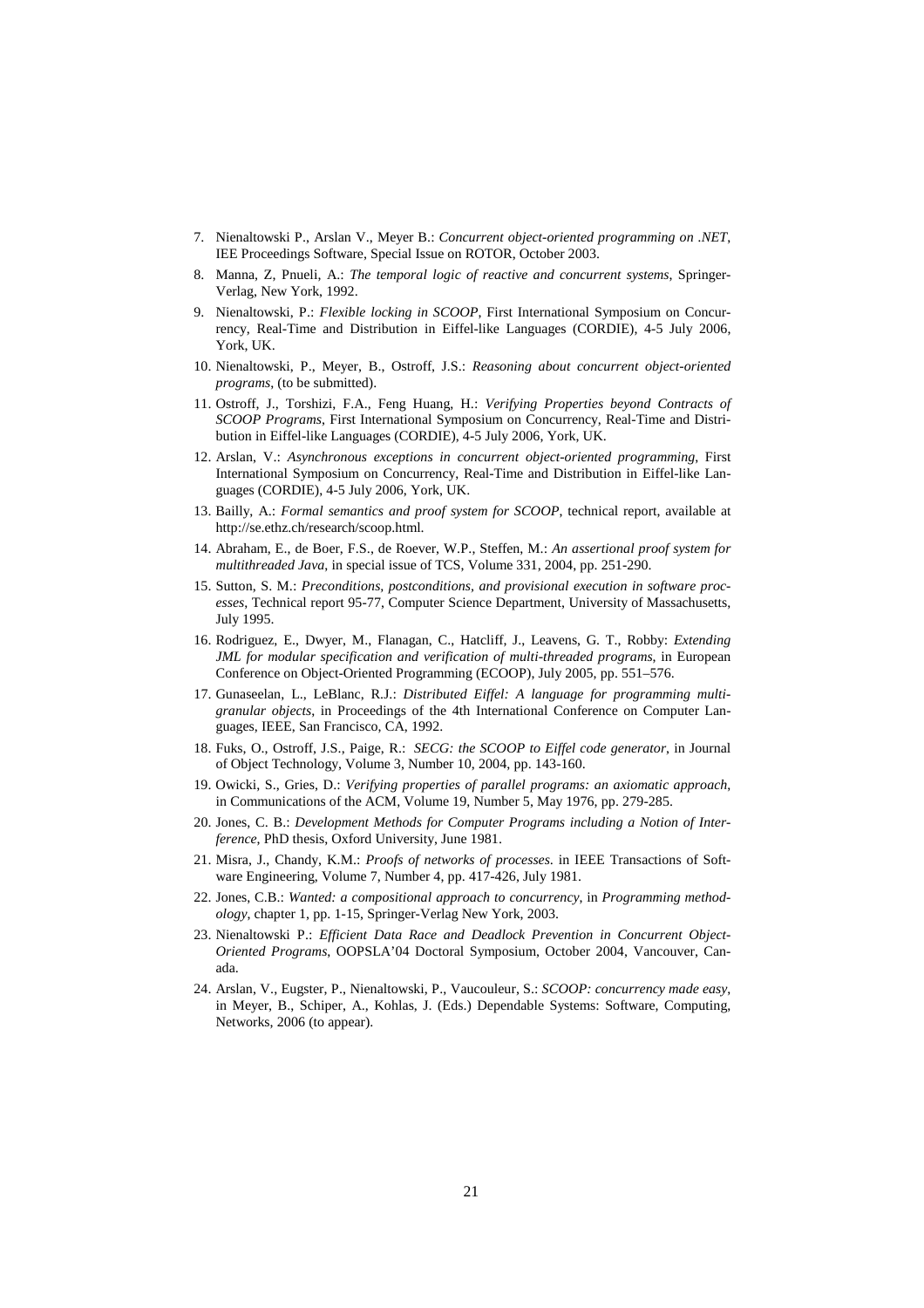7. Nienaltowski P., Arslan V., Meyer B.: *Concurrent object-oriented programming on .NET*, IEE Proceedings Software, Special Issue on ROTOR, October 2003.
8. Manna, Z, Pnueli, A.: *The temporal logic of reactive and concurrent systems*, Springer-Verlag, New York, 1992.
9. Nienaltowski, P.: *Flexible locking in SCOOP*, First International Symposium on Concurrency, Real-Time and Distribution in Eiffel-like Languages (CORDIE), 4-5 July 2006, York, UK.
10. Nienaltowski, P., Meyer, B., Ostroff, J.S.: *Reasoning about concurrent object-oriented programs*, (to be submitted).
11. Ostroff, J., Torshizi, F.A., Feng Huang, H.: *Verifying Properties beyond Contracts of SCOOP Programs*, First International Symposium on Concurrency, Real-Time and Distribution in Eiffel-like Languages (CORDIE), 4-5 July 2006, York, UK.
12. Arslan, V.: *Asynchronous exceptions in concurrent object-oriented programming*, First International Symposium on Concurrency, Real-Time and Distribution in Eiffel-like Languages (CORDIE), 4-5 July 2006, York, UK.
13. Bailly, A.: *Formal semantics and proof system for SCOOP*, technical report, available at http://se.ethz.ch/research/scoop.html.
14. Abraham, E., de Boer, F.S., de Roever, W.P., Steffen, M.: *An assertional proof system for multithreaded Java*, in special issue of TCS, Volume 331, 2004, pp. 251-290.
15. Sutton, S. M.: *Preconditions, postconditions, and provisional execution in software processes*, Technical report 95-77, Computer Science Department, University of Massachusetts, July 1995.
16. Rodriguez, E., Dwyer, M., Flanagan, C., Hatcliff, J., Leavens, G. T., Robby: *Extending JML for modular specification and verification of multi-threaded programs*, in European Conference on Object-Oriented Programming (ECOOP), July 2005, pp. 551–576.
17. Gunaseelan, L., LeBlanc, R.J.: *Distributed Eiffel: A language for programming multi-granular objects*, in Proceedings of the 4th International Conference on Computer Languages, IEEE, San Francisco, CA, 1992.
18. Fuks, O., Ostroff, J.S., Paige, R.: *SECG: the SCOOP to Eiffel code generator*, in Journal of Object Technology, Volume 3, Number 10, 2004, pp. 143-160.
19. Owicki, S., Gries, D.: *Verifying properties of parallel programs: an axiomatic approach*, in Communications of the ACM, Volume 19, Number 5, May 1976, pp. 279-285.
20. Jones, C. B.: *Development Methods for Computer Programs including a Notion of Interference*, PhD thesis, Oxford University, June 1981.
21. Misra, J., Chandy, K.M.: *Proofs of networks of processes*. in IEEE Transactions of Software Engineering, Volume 7, Number 4, pp. 417-426, July 1981.
22. Jones, C.B.: *Wanted: a compositional approach to concurrency*, in *Programming methodology*, chapter 1, pp. 1-15, Springer-Verlag New York, 2003.
23. Nienaltowski P.: *Efficient Data Race and Deadlock Prevention in Concurrent Object-Oriented Programs*, OOPSLA'04 Doctoral Symposium, October 2004, Vancouver, Canada.
24. Arslan, V., Eugster, P., Nienaltowski, P., Vaucouleur, S.: *SCOOP: concurrency made easy*, in Meyer, B., Schiper, A., Kohlas, J. (Eds.) Dependable Systems: Software, Computing, Networks, 2006 (to appear).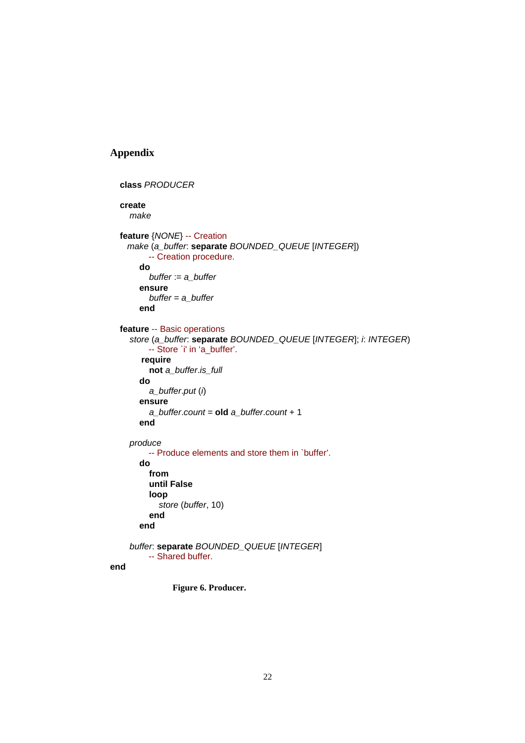## Appendix

```
class PRODUCER

create
    make

feature {NONE} -- Creation
   make (a_buffer: separate BOUNDED_QUEUE [INTEGER])
         -- Creation procedure.
      do
         buffer := a_buffer
      ensure
         buffer = a_buffer
      end

feature -- Basic operations
    store (a_buffer: separate BOUNDED_QUEUE [INTEGER]; i: INTEGER)
         -- Store `i' in 'a_buffer'.
       require
         not a_buffer.is_full
      do
         a_buffer.put (i)
      ensure
         a_buffer.count = old a_buffer.count + 1
      end

    produce
         -- Produce elements and store them in `buffer'.
      do
         from
         until False
         loop
            store (buffer, 10)
         end
      end

    buffer: separate BOUNDED_QUEUE [INTEGER]
         -- Shared buffer.
end
```

**Figure 6. Producer.**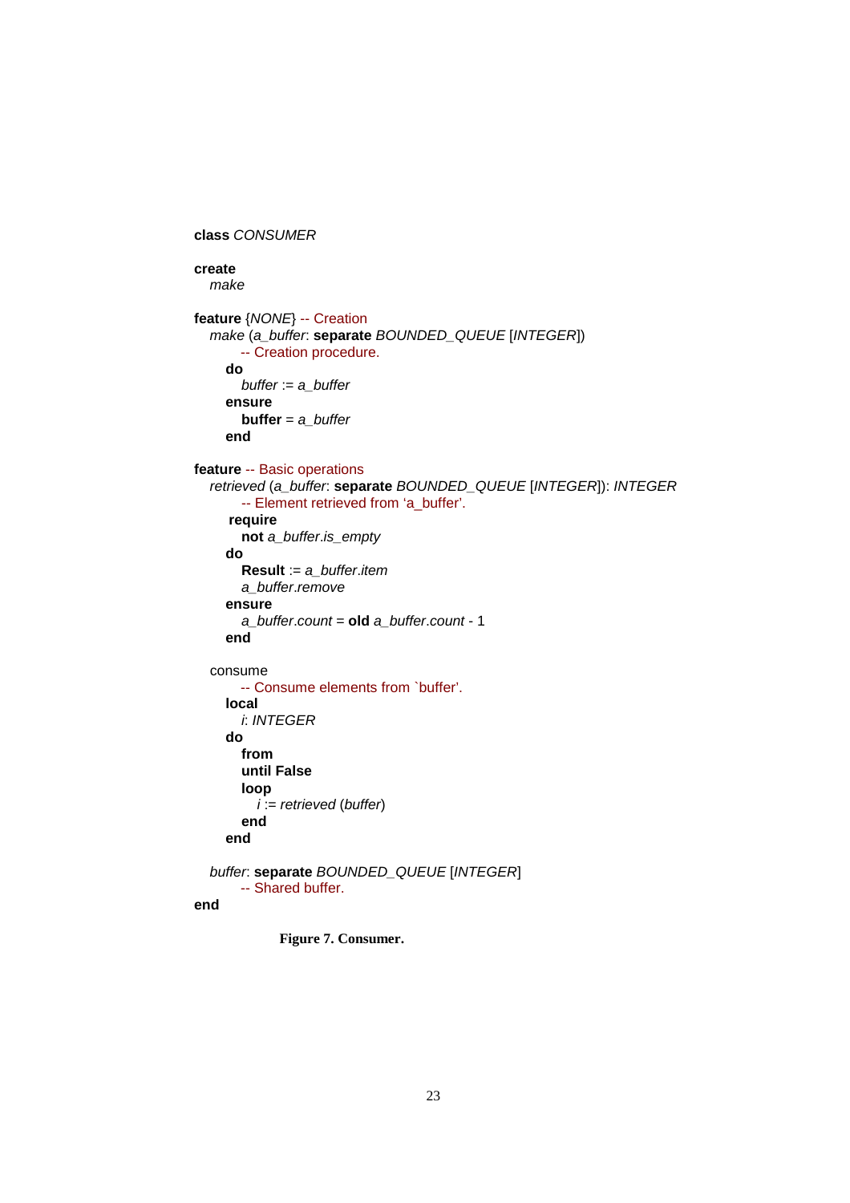```
class CONSUMER

create
   make

feature {NONE} -- Creation
   make (a_buffer: separate BOUNDED_QUEUE [INTEGER])
         -- Creation procedure.
      do
         buffer := a_buffer
      ensure
         buffer = a_buffer
      end

feature -- Basic operations
   retrieved (a_buffer: separate BOUNDED_QUEUE [INTEGER]): INTEGER
         -- Element retrieved from 'a_buffer'.
       require
         not a_buffer.is_empty
      do
         Result := a_buffer.item
         a_buffer.remove
      ensure
         a_buffer.count = old a_buffer.count - 1
      end

   consume
         -- Consume elements from `buffer'.
      local
         i: INTEGER
      do
         from
         until False
         loop
            i := retrieved (buffer)
         end
      end

   buffer: separate BOUNDED_QUEUE [INTEGER]
         -- Shared buffer.
end
```

**Figure 7. Consumer.**